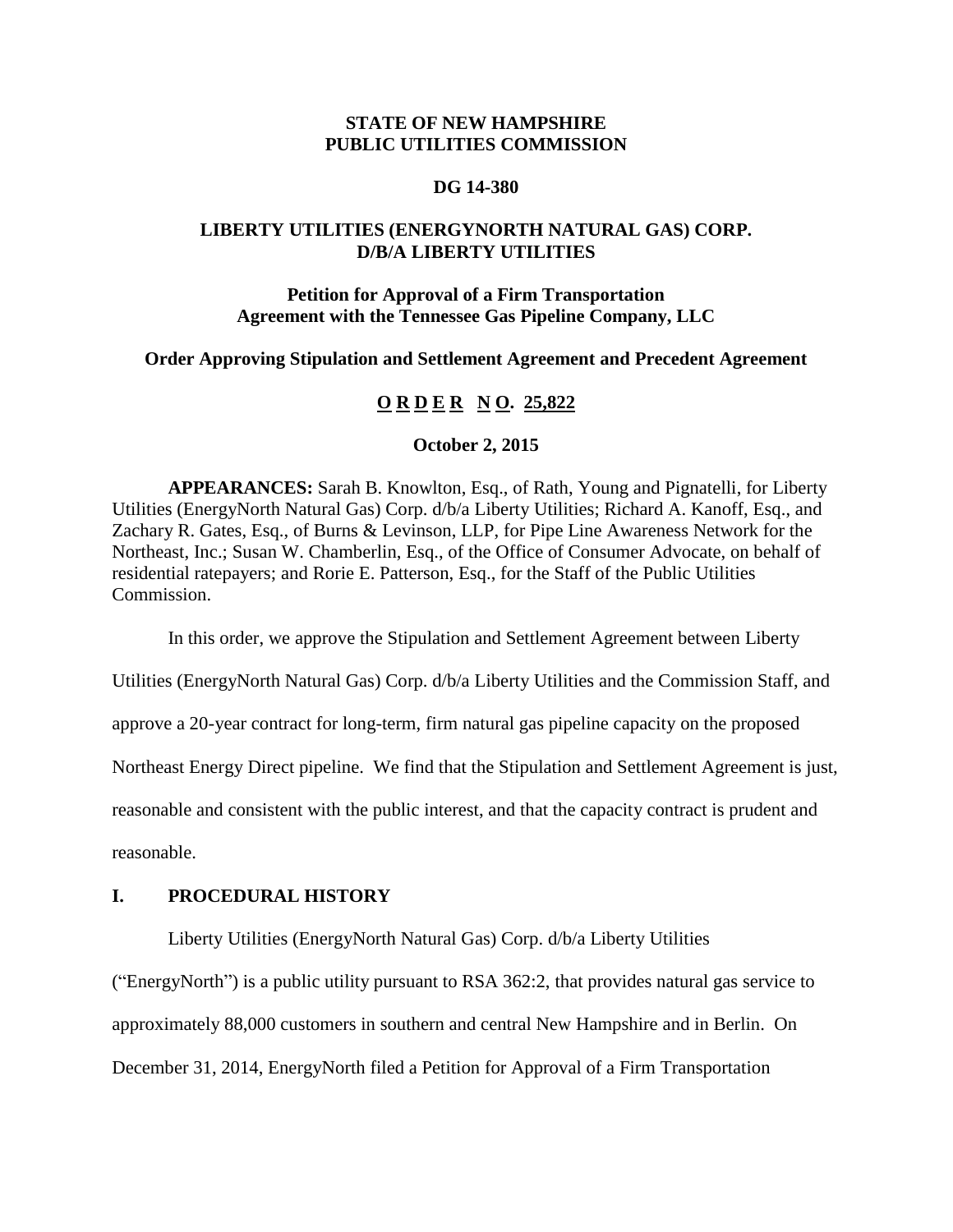**STATE OF NEW HAMPSHIRE**
**PUBLIC UTILITIES COMMISSION**

**DG 14-380**

**LIBERTY UTILITIES (ENERGYNORTH NATURAL GAS) CORP.**
**D/B/A LIBERTY UTILITIES**

**Petition for Approval of a Firm Transportation Agreement with the Tennessee Gas Pipeline Company, LLC**

**Order Approving Stipulation and Settlement Agreement and Precedent Agreement**

**O R D E R N O. 25,822**

**October 2, 2015**

**APPEARANCES:** Sarah B. Knowlton, Esq., of Rath, Young and Pignatelli, for Liberty Utilities (EnergyNorth Natural Gas) Corp. d/b/a Liberty Utilities; Richard A. Kanoff, Esq., and Zachary R. Gates, Esq., of Burns & Levinson, LLP, for Pipe Line Awareness Network for the Northeast, Inc.; Susan W. Chamberlin, Esq., of the Office of Consumer Advocate, on behalf of residential ratepayers; and Rorie E. Patterson, Esq., for the Staff of the Public Utilities Commission.

In this order, we approve the Stipulation and Settlement Agreement between Liberty Utilities (EnergyNorth Natural Gas) Corp. d/b/a Liberty Utilities and the Commission Staff, and approve a 20-year contract for long-term, firm natural gas pipeline capacity on the proposed Northeast Energy Direct pipeline. We find that the Stipulation and Settlement Agreement is just, reasonable and consistent with the public interest, and that the capacity contract is prudent and reasonable.

## I. PROCEDURAL HISTORY

Liberty Utilities (EnergyNorth Natural Gas) Corp. d/b/a Liberty Utilities ("EnergyNorth") is a public utility pursuant to RSA 362:2, that provides natural gas service to approximately 88,000 customers in southern and central New Hampshire and in Berlin. On December 31, 2014, EnergyNorth filed a Petition for Approval of a Firm Transportation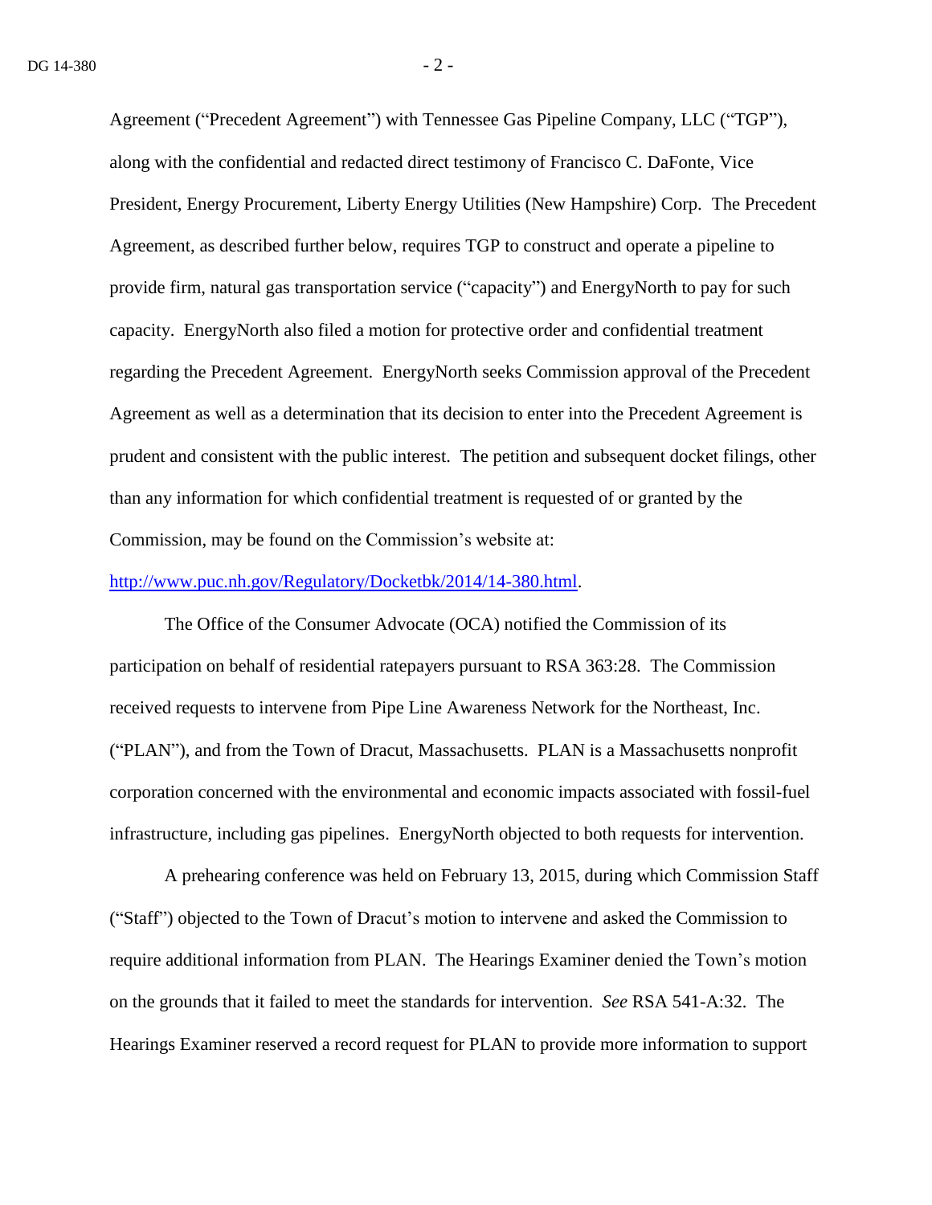Agreement ("Precedent Agreement") with Tennessee Gas Pipeline Company, LLC ("TGP"), along with the confidential and redacted direct testimony of Francisco C. DaFonte, Vice President, Energy Procurement, Liberty Energy Utilities (New Hampshire) Corp. The Precedent Agreement, as described further below, requires TGP to construct and operate a pipeline to provide firm, natural gas transportation service ("capacity") and EnergyNorth to pay for such capacity. EnergyNorth also filed a motion for protective order and confidential treatment regarding the Precedent Agreement. EnergyNorth seeks Commission approval of the Precedent Agreement as well as a determination that its decision to enter into the Precedent Agreement is prudent and consistent with the public interest. The petition and subsequent docket filings, other than any information for which confidential treatment is requested of or granted by the Commission, may be found on the Commission's website at: [http://www.puc.nh.gov/Regulatory/Docketbk/2014/14-380.html](http://www.puc.nh.gov/Regulatory/Docketbk/2014/14-380.html).

The Office of the Consumer Advocate (OCA) notified the Commission of its participation on behalf of residential ratepayers pursuant to RSA 363:28. The Commission received requests to intervene from Pipe Line Awareness Network for the Northeast, Inc. ("PLAN"), and from the Town of Dracut, Massachusetts. PLAN is a Massachusetts nonprofit corporation concerned with the environmental and economic impacts associated with fossil-fuel infrastructure, including gas pipelines. EnergyNorth objected to both requests for intervention.

A prehearing conference was held on February 13, 2015, during which Commission Staff ("Staff") objected to the Town of Dracut's motion to intervene and asked the Commission to require additional information from PLAN. The Hearings Examiner denied the Town's motion on the grounds that it failed to meet the standards for intervention. *See* RSA 541-A:32. The Hearings Examiner reserved a record request for PLAN to provide more information to support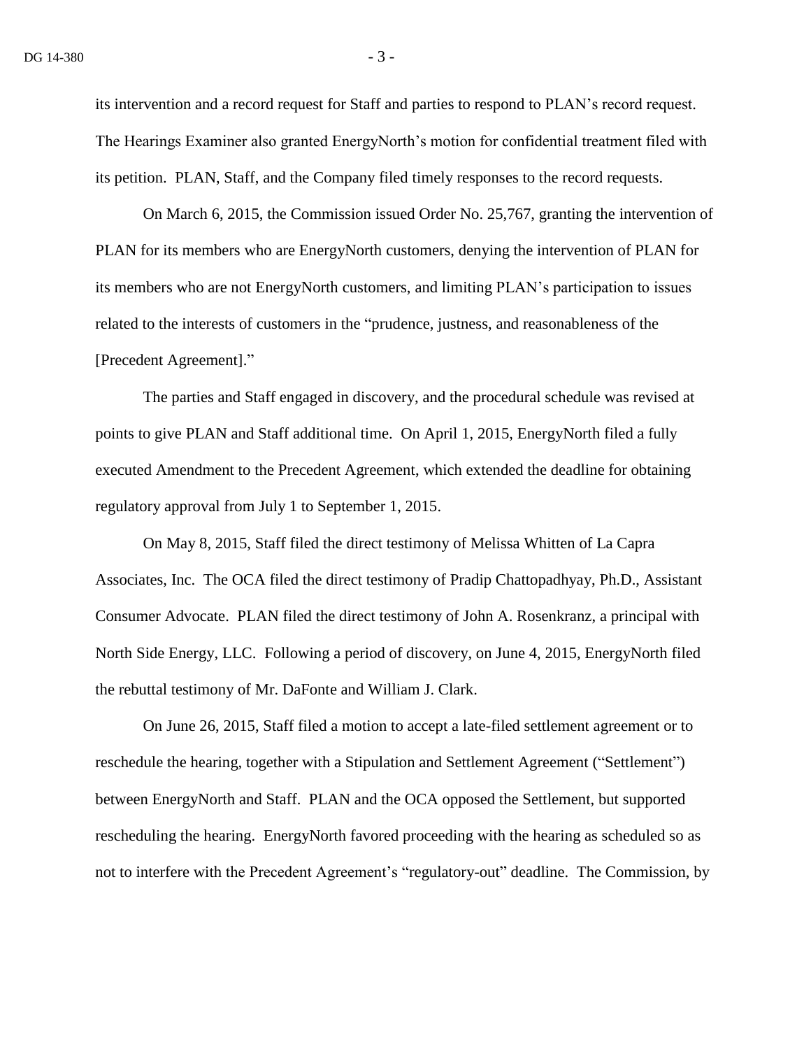its intervention and a record request for Staff and parties to respond to PLAN's record request. The Hearings Examiner also granted EnergyNorth's motion for confidential treatment filed with its petition. PLAN, Staff, and the Company filed timely responses to the record requests.

On March 6, 2015, the Commission issued Order No. 25,767, granting the intervention of PLAN for its members who are EnergyNorth customers, denying the intervention of PLAN for its members who are not EnergyNorth customers, and limiting PLAN's participation to issues related to the interests of customers in the "prudence, justness, and reasonableness of the [Precedent Agreement]."

The parties and Staff engaged in discovery, and the procedural schedule was revised at points to give PLAN and Staff additional time. On April 1, 2015, EnergyNorth filed a fully executed Amendment to the Precedent Agreement, which extended the deadline for obtaining regulatory approval from July 1 to September 1, 2015.

On May 8, 2015, Staff filed the direct testimony of Melissa Whitten of La Capra Associates, Inc. The OCA filed the direct testimony of Pradip Chattopadhyay, Ph.D., Assistant Consumer Advocate. PLAN filed the direct testimony of John A. Rosenkranz, a principal with North Side Energy, LLC. Following a period of discovery, on June 4, 2015, EnergyNorth filed the rebuttal testimony of Mr. DaFonte and William J. Clark.

On June 26, 2015, Staff filed a motion to accept a late-filed settlement agreement or to reschedule the hearing, together with a Stipulation and Settlement Agreement ("Settlement") between EnergyNorth and Staff. PLAN and the OCA opposed the Settlement, but supported rescheduling the hearing. EnergyNorth favored proceeding with the hearing as scheduled so as not to interfere with the Precedent Agreement's "regulatory-out" deadline. The Commission, by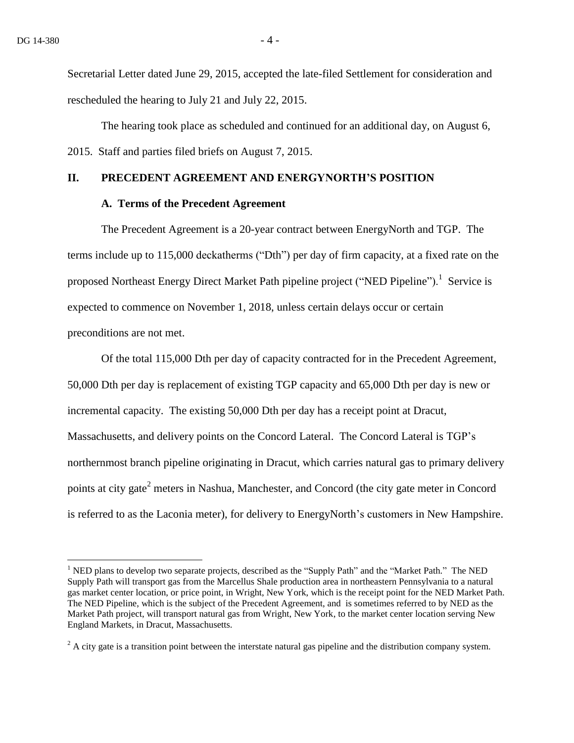Secretarial Letter dated June 29, 2015, accepted the late-filed Settlement for consideration and rescheduled the hearing to July 21 and July 22, 2015.

The hearing took place as scheduled and continued for an additional day, on August 6, 2015. Staff and parties filed briefs on August 7, 2015.

## II. PRECEDENT AGREEMENT AND ENERGYNORTH'S POSITION

### A. Terms of the Precedent Agreement

The Precedent Agreement is a 20-year contract between EnergyNorth and TGP. The terms include up to 115,000 deckatherms ("Dth") per day of firm capacity, at a fixed rate on the proposed Northeast Energy Direct Market Path pipeline project ("NED Pipeline").[1] Service is expected to commence on November 1, 2018, unless certain delays occur or certain preconditions are not met.

Of the total 115,000 Dth per day of capacity contracted for in the Precedent Agreement, 50,000 Dth per day is replacement of existing TGP capacity and 65,000 Dth per day is new or incremental capacity. The existing 50,000 Dth per day has a receipt point at Dracut, Massachusetts, and delivery points on the Concord Lateral. The Concord Lateral is TGP's northernmost branch pipeline originating in Dracut, which carries natural gas to primary delivery points at city gate[2] meters in Nashua, Manchester, and Concord (the city gate meter in Concord is referred to as the Laconia meter), for delivery to EnergyNorth's customers in New Hampshire.

---

[1] NED plans to develop two separate projects, described as the "Supply Path" and the "Market Path." The NED Supply Path will transport gas from the Marcellus Shale production area in northeastern Pennsylvania to a natural gas market center location, or price point, in Wright, New York, which is the receipt point for the NED Market Path. The NED Pipeline, which is the subject of the Precedent Agreement, and is sometimes referred to by NED as the Market Path project, will transport natural gas from Wright, New York, to the market center location serving New England Markets, in Dracut, Massachusetts.

[2] A city gate is a transition point between the interstate natural gas pipeline and the distribution company system.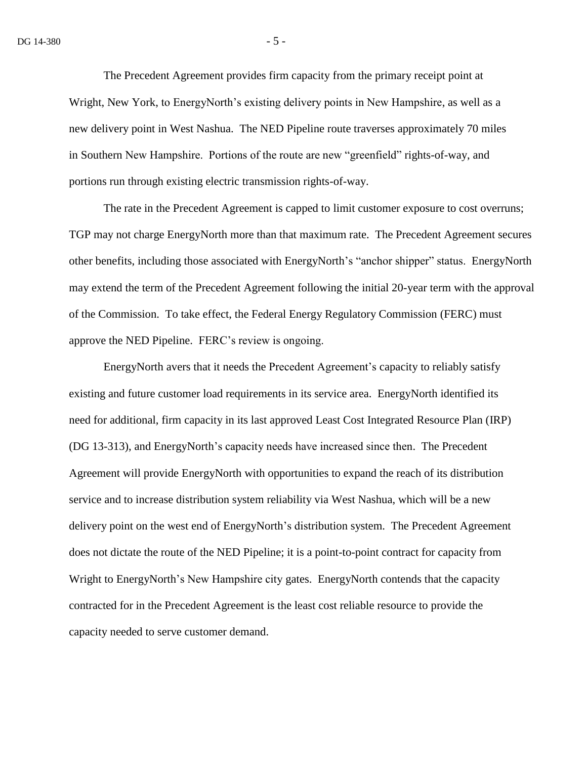The Precedent Agreement provides firm capacity from the primary receipt point at Wright, New York, to EnergyNorth's existing delivery points in New Hampshire, as well as a new delivery point in West Nashua. The NED Pipeline route traverses approximately 70 miles in Southern New Hampshire. Portions of the route are new "greenfield" rights-of-way, and portions run through existing electric transmission rights-of-way.

The rate in the Precedent Agreement is capped to limit customer exposure to cost overruns; TGP may not charge EnergyNorth more than that maximum rate. The Precedent Agreement secures other benefits, including those associated with EnergyNorth's "anchor shipper" status. EnergyNorth may extend the term of the Precedent Agreement following the initial 20-year term with the approval of the Commission. To take effect, the Federal Energy Regulatory Commission (FERC) must approve the NED Pipeline. FERC's review is ongoing.

EnergyNorth avers that it needs the Precedent Agreement's capacity to reliably satisfy existing and future customer load requirements in its service area. EnergyNorth identified its need for additional, firm capacity in its last approved Least Cost Integrated Resource Plan (IRP) (DG 13-313), and EnergyNorth's capacity needs have increased since then. The Precedent Agreement will provide EnergyNorth with opportunities to expand the reach of its distribution service and to increase distribution system reliability via West Nashua, which will be a new delivery point on the west end of EnergyNorth's distribution system. The Precedent Agreement does not dictate the route of the NED Pipeline; it is a point-to-point contract for capacity from Wright to EnergyNorth's New Hampshire city gates. EnergyNorth contends that the capacity contracted for in the Precedent Agreement is the least cost reliable resource to provide the capacity needed to serve customer demand.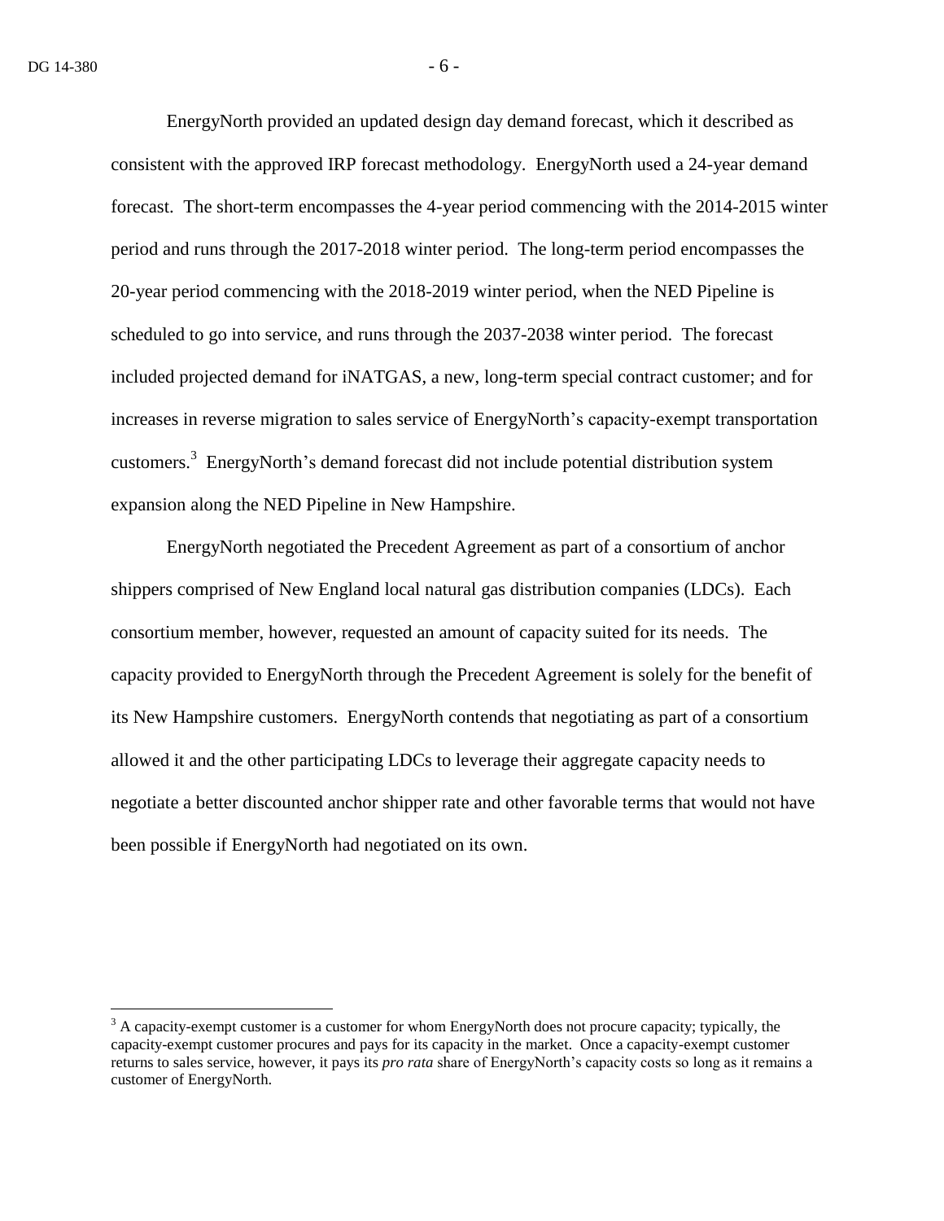EnergyNorth provided an updated design day demand forecast, which it described as consistent with the approved IRP forecast methodology. EnergyNorth used a 24-year demand forecast. The short-term encompasses the 4-year period commencing with the 2014-2015 winter period and runs through the 2017-2018 winter period. The long-term period encompasses the 20-year period commencing with the 2018-2019 winter period, when the NED Pipeline is scheduled to go into service, and runs through the 2037-2038 winter period. The forecast included projected demand for iNATGAS, a new, long-term special contract customer; and for increases in reverse migration to sales service of EnergyNorth's capacity-exempt transportation customers.[3] EnergyNorth's demand forecast did not include potential distribution system expansion along the NED Pipeline in New Hampshire.

EnergyNorth negotiated the Precedent Agreement as part of a consortium of anchor shippers comprised of New England local natural gas distribution companies (LDCs). Each consortium member, however, requested an amount of capacity suited for its needs. The capacity provided to EnergyNorth through the Precedent Agreement is solely for the benefit of its New Hampshire customers. EnergyNorth contends that negotiating as part of a consortium allowed it and the other participating LDCs to leverage their aggregate capacity needs to negotiate a better discounted anchor shipper rate and other favorable terms that would not have been possible if EnergyNorth had negotiated on its own.

[3] A capacity-exempt customer is a customer for whom EnergyNorth does not procure capacity; typically, the capacity-exempt customer procures and pays for its capacity in the market. Once a capacity-exempt customer returns to sales service, however, it pays its *pro rata* share of EnergyNorth's capacity costs so long as it remains a customer of EnergyNorth.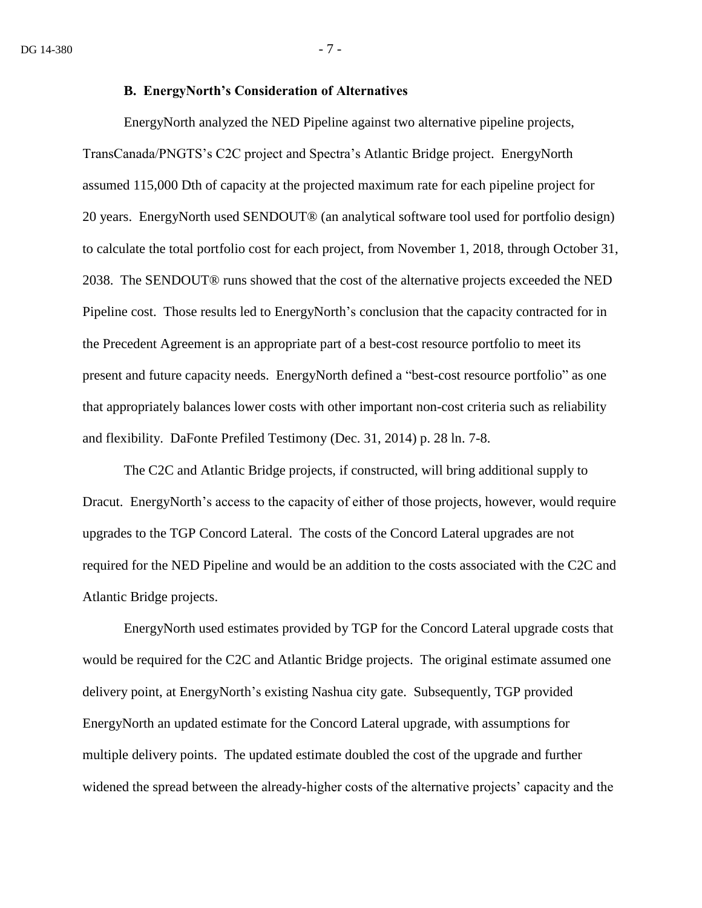### B. EnergyNorth's Consideration of Alternatives

EnergyNorth analyzed the NED Pipeline against two alternative pipeline projects, TransCanada/PNGTS's C2C project and Spectra's Atlantic Bridge project. EnergyNorth assumed 115,000 Dth of capacity at the projected maximum rate for each pipeline project for 20 years. EnergyNorth used SENDOUT® (an analytical software tool used for portfolio design) to calculate the total portfolio cost for each project, from November 1, 2018, through October 31, 2038. The SENDOUT® runs showed that the cost of the alternative projects exceeded the NED Pipeline cost. Those results led to EnergyNorth's conclusion that the capacity contracted for in the Precedent Agreement is an appropriate part of a best-cost resource portfolio to meet its present and future capacity needs. EnergyNorth defined a "best-cost resource portfolio" as one that appropriately balances lower costs with other important non-cost criteria such as reliability and flexibility. DaFonte Prefiled Testimony (Dec. 31, 2014) p. 28 ln. 7-8.

The C2C and Atlantic Bridge projects, if constructed, will bring additional supply to Dracut. EnergyNorth's access to the capacity of either of those projects, however, would require upgrades to the TGP Concord Lateral. The costs of the Concord Lateral upgrades are not required for the NED Pipeline and would be an addition to the costs associated with the C2C and Atlantic Bridge projects.

EnergyNorth used estimates provided by TGP for the Concord Lateral upgrade costs that would be required for the C2C and Atlantic Bridge projects. The original estimate assumed one delivery point, at EnergyNorth's existing Nashua city gate. Subsequently, TGP provided EnergyNorth an updated estimate for the Concord Lateral upgrade, with assumptions for multiple delivery points. The updated estimate doubled the cost of the upgrade and further widened the spread between the already-higher costs of the alternative projects' capacity and the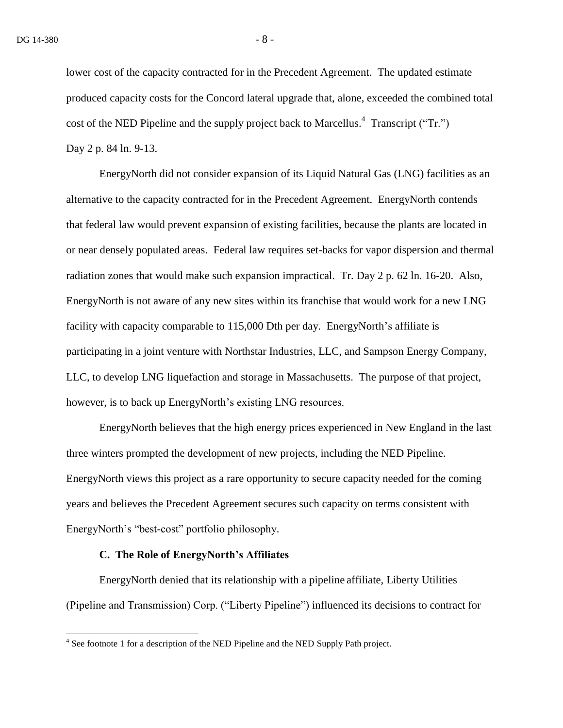lower cost of the capacity contracted for in the Precedent Agreement. The updated estimate produced capacity costs for the Concord lateral upgrade that, alone, exceeded the combined total cost of the NED Pipeline and the supply project back to Marcellus.[4] Transcript ("Tr.") Day 2 p. 84 ln. 9-13.

EnergyNorth did not consider expansion of its Liquid Natural Gas (LNG) facilities as an alternative to the capacity contracted for in the Precedent Agreement. EnergyNorth contends that federal law would prevent expansion of existing facilities, because the plants are located in or near densely populated areas. Federal law requires set-backs for vapor dispersion and thermal radiation zones that would make such expansion impractical. Tr. Day 2 p. 62 ln. 16-20. Also, EnergyNorth is not aware of any new sites within its franchise that would work for a new LNG facility with capacity comparable to 115,000 Dth per day. EnergyNorth's affiliate is participating in a joint venture with Northstar Industries, LLC, and Sampson Energy Company, LLC, to develop LNG liquefaction and storage in Massachusetts. The purpose of that project, however, is to back up EnergyNorth's existing LNG resources.

EnergyNorth believes that the high energy prices experienced in New England in the last three winters prompted the development of new projects, including the NED Pipeline. EnergyNorth views this project as a rare opportunity to secure capacity needed for the coming years and believes the Precedent Agreement secures such capacity on terms consistent with EnergyNorth's "best-cost" portfolio philosophy.

### C. The Role of EnergyNorth's Affiliates

EnergyNorth denied that its relationship with a pipeline affiliate, Liberty Utilities (Pipeline and Transmission) Corp. ("Liberty Pipeline") influenced its decisions to contract for

[4] See footnote 1 for a description of the NED Pipeline and the NED Supply Path project.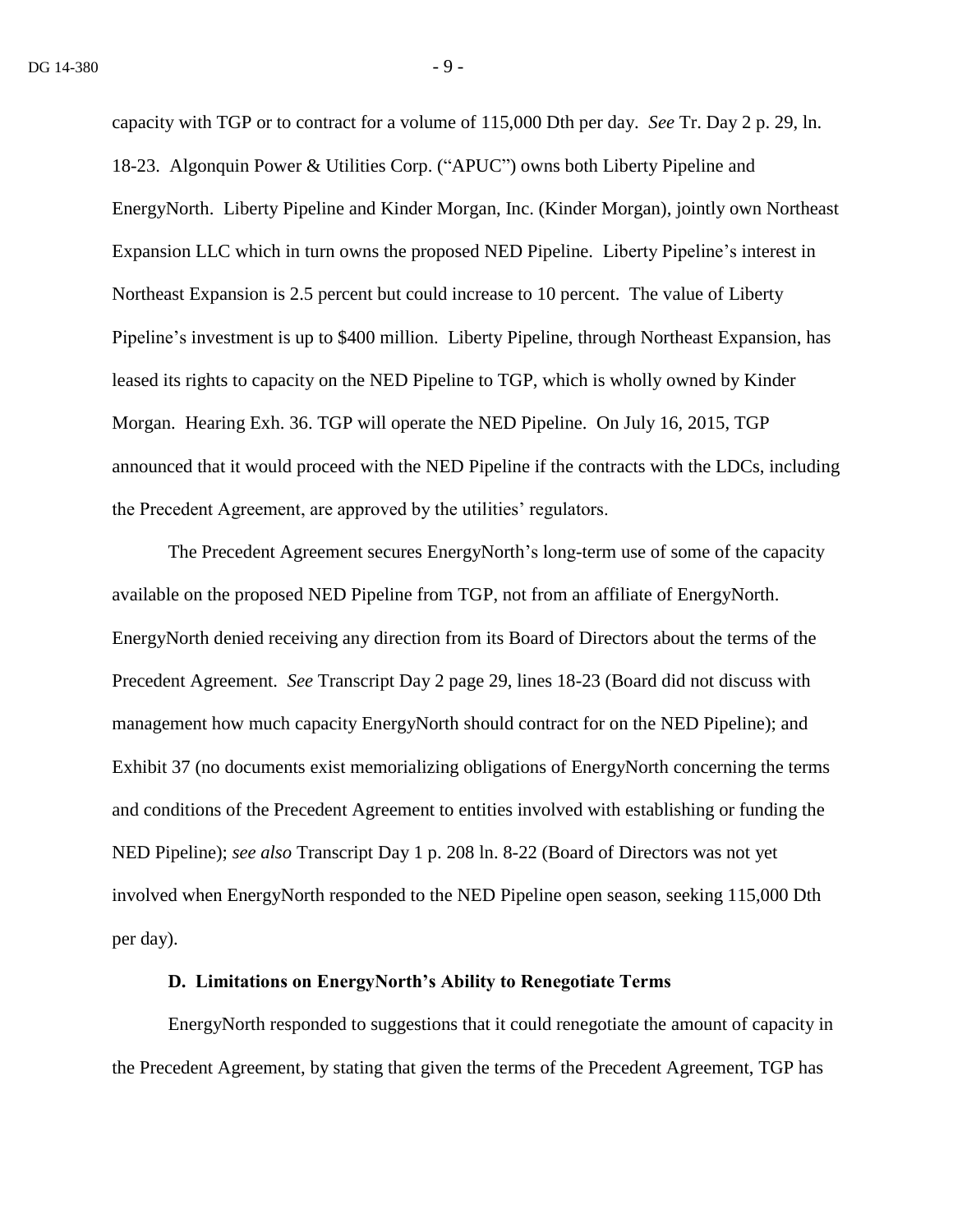capacity with TGP or to contract for a volume of 115,000 Dth per day. *See* Tr. Day 2 p. 29, ln. 18-23. Algonquin Power & Utilities Corp. ("APUC") owns both Liberty Pipeline and EnergyNorth. Liberty Pipeline and Kinder Morgan, Inc. (Kinder Morgan), jointly own Northeast Expansion LLC which in turn owns the proposed NED Pipeline. Liberty Pipeline's interest in Northeast Expansion is 2.5 percent but could increase to 10 percent. The value of Liberty Pipeline's investment is up to $400 million. Liberty Pipeline, through Northeast Expansion, has leased its rights to capacity on the NED Pipeline to TGP, which is wholly owned by Kinder Morgan. Hearing Exh. 36. TGP will operate the NED Pipeline. On July 16, 2015, TGP announced that it would proceed with the NED Pipeline if the contracts with the LDCs, including the Precedent Agreement, are approved by the utilities' regulators.

The Precedent Agreement secures EnergyNorth's long-term use of some of the capacity available on the proposed NED Pipeline from TGP, not from an affiliate of EnergyNorth. EnergyNorth denied receiving any direction from its Board of Directors about the terms of the Precedent Agreement. *See* Transcript Day 2 page 29, lines 18-23 (Board did not discuss with management how much capacity EnergyNorth should contract for on the NED Pipeline); and Exhibit 37 (no documents exist memorializing obligations of EnergyNorth concerning the terms and conditions of the Precedent Agreement to entities involved with establishing or funding the NED Pipeline); *see also* Transcript Day 1 p. 208 ln. 8-22 (Board of Directors was not yet involved when EnergyNorth responded to the NED Pipeline open season, seeking 115,000 Dth per day).

### D. Limitations on EnergyNorth's Ability to Renegotiate Terms

EnergyNorth responded to suggestions that it could renegotiate the amount of capacity in the Precedent Agreement, by stating that given the terms of the Precedent Agreement, TGP has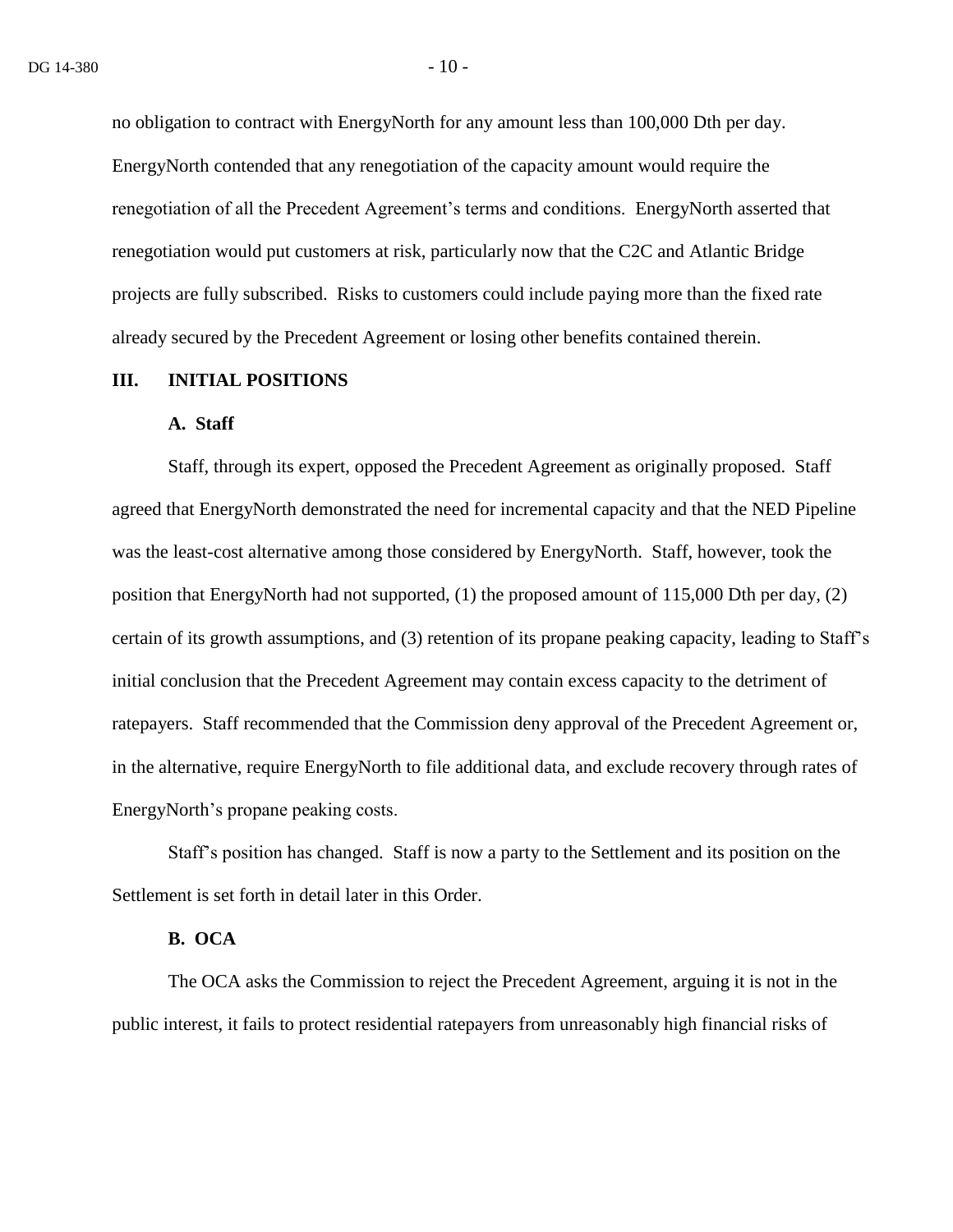no obligation to contract with EnergyNorth for any amount less than 100,000 Dth per day. EnergyNorth contended that any renegotiation of the capacity amount would require the renegotiation of all the Precedent Agreement's terms and conditions. EnergyNorth asserted that renegotiation would put customers at risk, particularly now that the C2C and Atlantic Bridge projects are fully subscribed. Risks to customers could include paying more than the fixed rate already secured by the Precedent Agreement or losing other benefits contained therein.

## III. INITIAL POSITIONS

### A. Staff

Staff, through its expert, opposed the Precedent Agreement as originally proposed. Staff agreed that EnergyNorth demonstrated the need for incremental capacity and that the NED Pipeline was the least-cost alternative among those considered by EnergyNorth. Staff, however, took the position that EnergyNorth had not supported, (1) the proposed amount of 115,000 Dth per day, (2) certain of its growth assumptions, and (3) retention of its propane peaking capacity, leading to Staff's initial conclusion that the Precedent Agreement may contain excess capacity to the detriment of ratepayers. Staff recommended that the Commission deny approval of the Precedent Agreement or, in the alternative, require EnergyNorth to file additional data, and exclude recovery through rates of EnergyNorth's propane peaking costs.

Staff's position has changed. Staff is now a party to the Settlement and its position on the Settlement is set forth in detail later in this Order.

### B. OCA

The OCA asks the Commission to reject the Precedent Agreement, arguing it is not in the public interest, it fails to protect residential ratepayers from unreasonably high financial risks of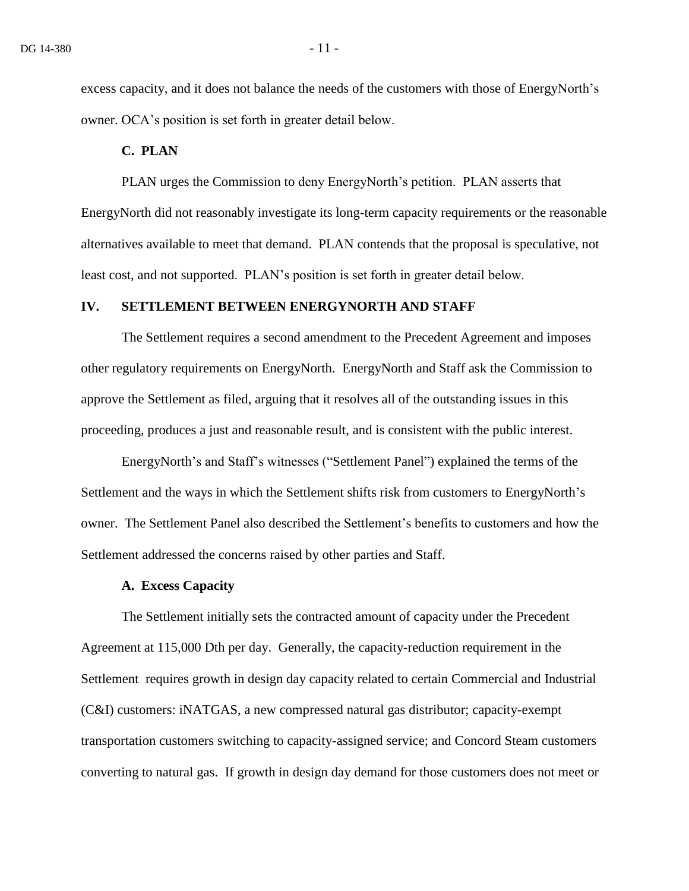excess capacity, and it does not balance the needs of the customers with those of EnergyNorth's owner. OCA's position is set forth in greater detail below.

### C. PLAN

PLAN urges the Commission to deny EnergyNorth's petition. PLAN asserts that EnergyNorth did not reasonably investigate its long-term capacity requirements or the reasonable alternatives available to meet that demand. PLAN contends that the proposal is speculative, not least cost, and not supported. PLAN's position is set forth in greater detail below.

## IV. SETTLEMENT BETWEEN ENERGYNORTH AND STAFF

The Settlement requires a second amendment to the Precedent Agreement and imposes other regulatory requirements on EnergyNorth. EnergyNorth and Staff ask the Commission to approve the Settlement as filed, arguing that it resolves all of the outstanding issues in this proceeding, produces a just and reasonable result, and is consistent with the public interest.

EnergyNorth's and Staff's witnesses ("Settlement Panel") explained the terms of the Settlement and the ways in which the Settlement shifts risk from customers to EnergyNorth's owner. The Settlement Panel also described the Settlement's benefits to customers and how the Settlement addressed the concerns raised by other parties and Staff.

### A. Excess Capacity

The Settlement initially sets the contracted amount of capacity under the Precedent Agreement at 115,000 Dth per day. Generally, the capacity-reduction requirement in the Settlement requires growth in design day capacity related to certain Commercial and Industrial (C&I) customers: iNATGAS, a new compressed natural gas distributor; capacity-exempt transportation customers switching to capacity-assigned service; and Concord Steam customers converting to natural gas. If growth in design day demand for those customers does not meet or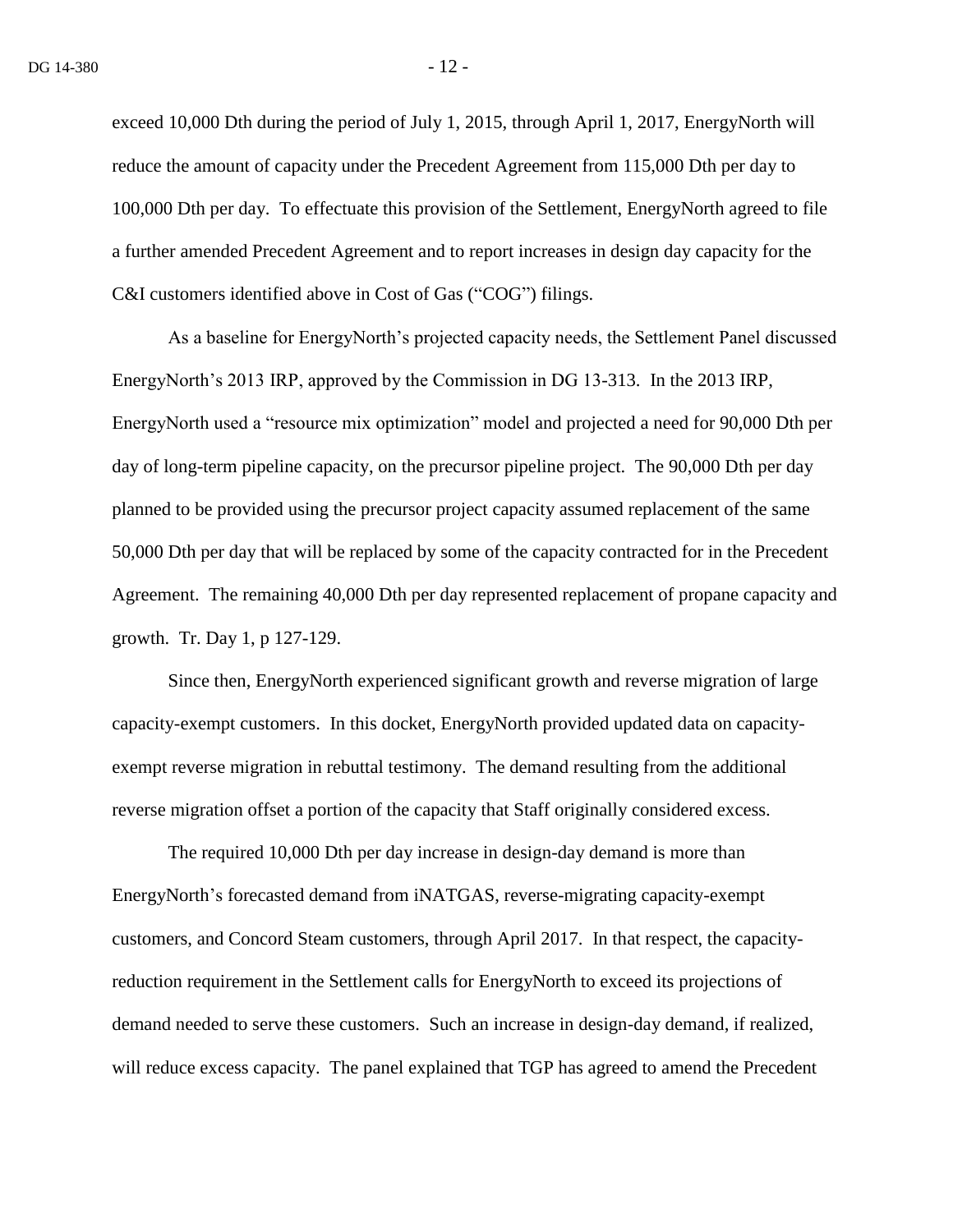exceed 10,000 Dth during the period of July 1, 2015, through April 1, 2017, EnergyNorth will reduce the amount of capacity under the Precedent Agreement from 115,000 Dth per day to 100,000 Dth per day. To effectuate this provision of the Settlement, EnergyNorth agreed to file a further amended Precedent Agreement and to report increases in design day capacity for the C&I customers identified above in Cost of Gas ("COG") filings.

As a baseline for EnergyNorth's projected capacity needs, the Settlement Panel discussed EnergyNorth's 2013 IRP, approved by the Commission in DG 13-313. In the 2013 IRP, EnergyNorth used a "resource mix optimization" model and projected a need for 90,000 Dth per day of long-term pipeline capacity, on the precursor pipeline project. The 90,000 Dth per day planned to be provided using the precursor project capacity assumed replacement of the same 50,000 Dth per day that will be replaced by some of the capacity contracted for in the Precedent Agreement. The remaining 40,000 Dth per day represented replacement of propane capacity and growth. Tr. Day 1, p 127-129.

Since then, EnergyNorth experienced significant growth and reverse migration of large capacity-exempt customers. In this docket, EnergyNorth provided updated data on capacity-exempt reverse migration in rebuttal testimony. The demand resulting from the additional reverse migration offset a portion of the capacity that Staff originally considered excess.

The required 10,000 Dth per day increase in design-day demand is more than EnergyNorth's forecasted demand from iNATGAS, reverse-migrating capacity-exempt customers, and Concord Steam customers, through April 2017. In that respect, the capacity-reduction requirement in the Settlement calls for EnergyNorth to exceed its projections of demand needed to serve these customers. Such an increase in design-day demand, if realized, will reduce excess capacity. The panel explained that TGP has agreed to amend the Precedent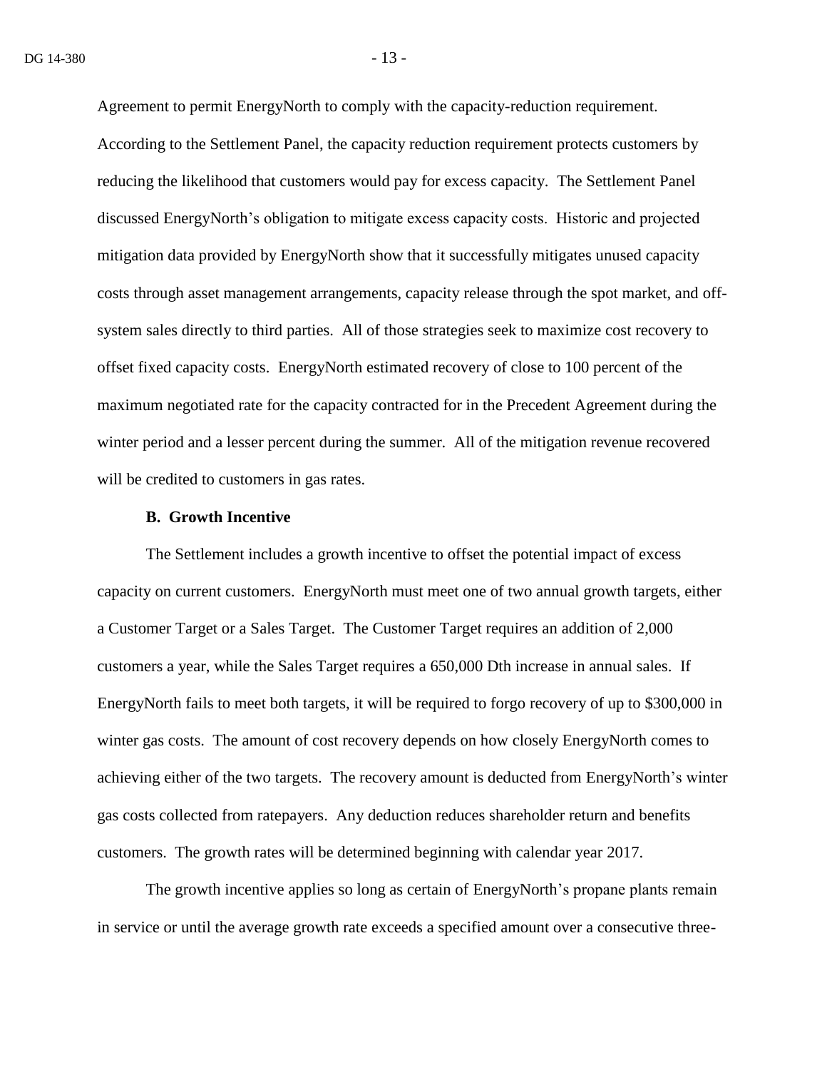Agreement to permit EnergyNorth to comply with the capacity-reduction requirement. According to the Settlement Panel, the capacity reduction requirement protects customers by reducing the likelihood that customers would pay for excess capacity. The Settlement Panel discussed EnergyNorth's obligation to mitigate excess capacity costs. Historic and projected mitigation data provided by EnergyNorth show that it successfully mitigates unused capacity costs through asset management arrangements, capacity release through the spot market, and off-system sales directly to third parties. All of those strategies seek to maximize cost recovery to offset fixed capacity costs. EnergyNorth estimated recovery of close to 100 percent of the maximum negotiated rate for the capacity contracted for in the Precedent Agreement during the winter period and a lesser percent during the summer. All of the mitigation revenue recovered will be credited to customers in gas rates.

**B. Growth Incentive**

The Settlement includes a growth incentive to offset the potential impact of excess capacity on current customers. EnergyNorth must meet one of two annual growth targets, either a Customer Target or a Sales Target. The Customer Target requires an addition of 2,000 customers a year, while the Sales Target requires a 650,000 Dth increase in annual sales. If EnergyNorth fails to meet both targets, it will be required to forgo recovery of up to $300,000 in winter gas costs. The amount of cost recovery depends on how closely EnergyNorth comes to achieving either of the two targets. The recovery amount is deducted from EnergyNorth's winter gas costs collected from ratepayers. Any deduction reduces shareholder return and benefits customers. The growth rates will be determined beginning with calendar year 2017.

The growth incentive applies so long as certain of EnergyNorth's propane plants remain in service or until the average growth rate exceeds a specified amount over a consecutive three-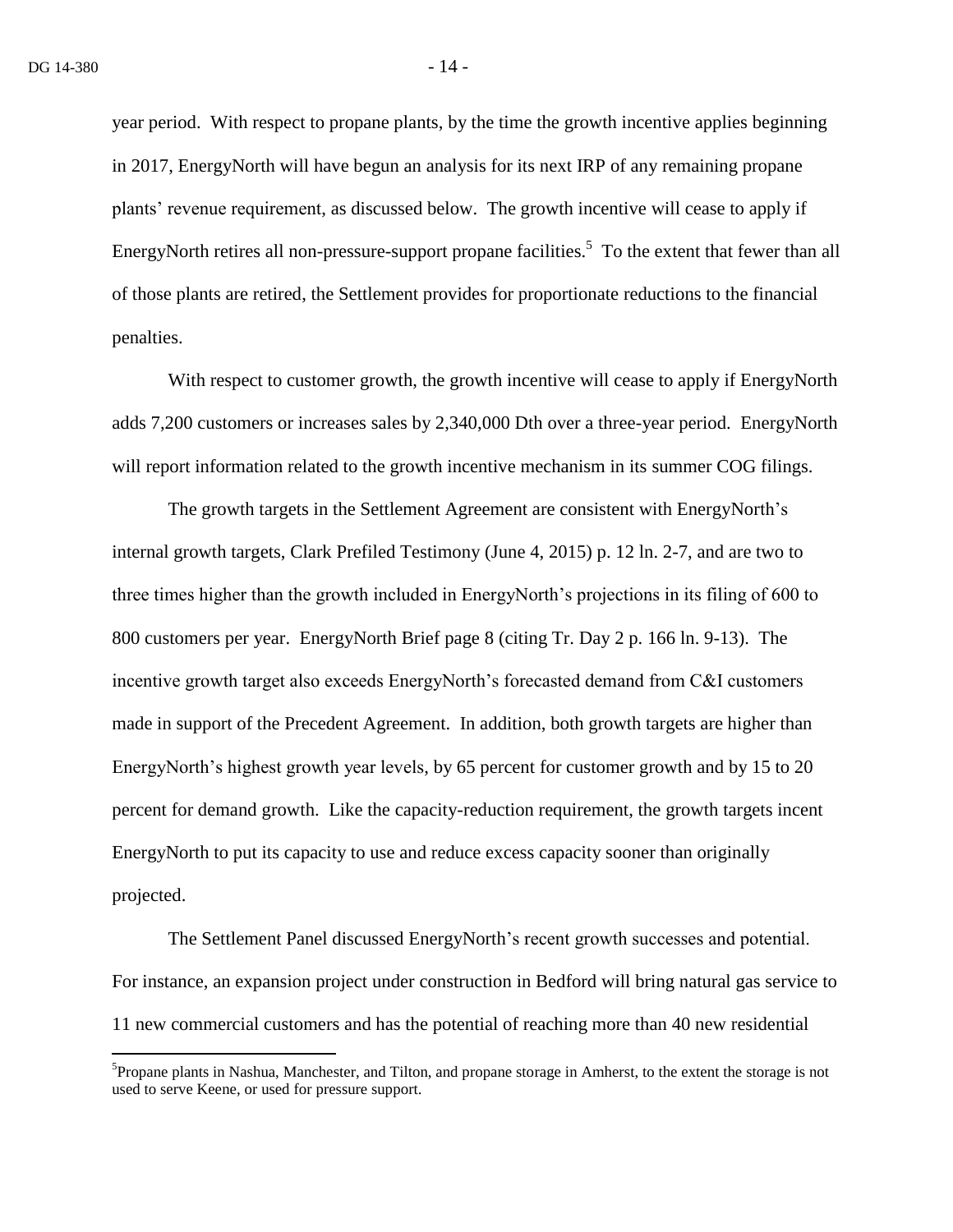year period. With respect to propane plants, by the time the growth incentive applies beginning in 2017, EnergyNorth will have begun an analysis for its next IRP of any remaining propane plants' revenue requirement, as discussed below. The growth incentive will cease to apply if EnergyNorth retires all non-pressure-support propane facilities.[5] To the extent that fewer than all of those plants are retired, the Settlement provides for proportionate reductions to the financial penalties.

With respect to customer growth, the growth incentive will cease to apply if EnergyNorth adds 7,200 customers or increases sales by 2,340,000 Dth over a three-year period. EnergyNorth will report information related to the growth incentive mechanism in its summer COG filings.

The growth targets in the Settlement Agreement are consistent with EnergyNorth's internal growth targets, Clark Prefiled Testimony (June 4, 2015) p. 12 ln. 2-7, and are two to three times higher than the growth included in EnergyNorth's projections in its filing of 600 to 800 customers per year. EnergyNorth Brief page 8 (citing Tr. Day 2 p. 166 ln. 9-13). The incentive growth target also exceeds EnergyNorth's forecasted demand from C&I customers made in support of the Precedent Agreement. In addition, both growth targets are higher than EnergyNorth's highest growth year levels, by 65 percent for customer growth and by 15 to 20 percent for demand growth. Like the capacity-reduction requirement, the growth targets incent EnergyNorth to put its capacity to use and reduce excess capacity sooner than originally projected.

The Settlement Panel discussed EnergyNorth's recent growth successes and potential. For instance, an expansion project under construction in Bedford will bring natural gas service to 11 new commercial customers and has the potential of reaching more than 40 new residential

[5] Propane plants in Nashua, Manchester, and Tilton, and propane storage in Amherst, to the extent the storage is not used to serve Keene, or used for pressure support.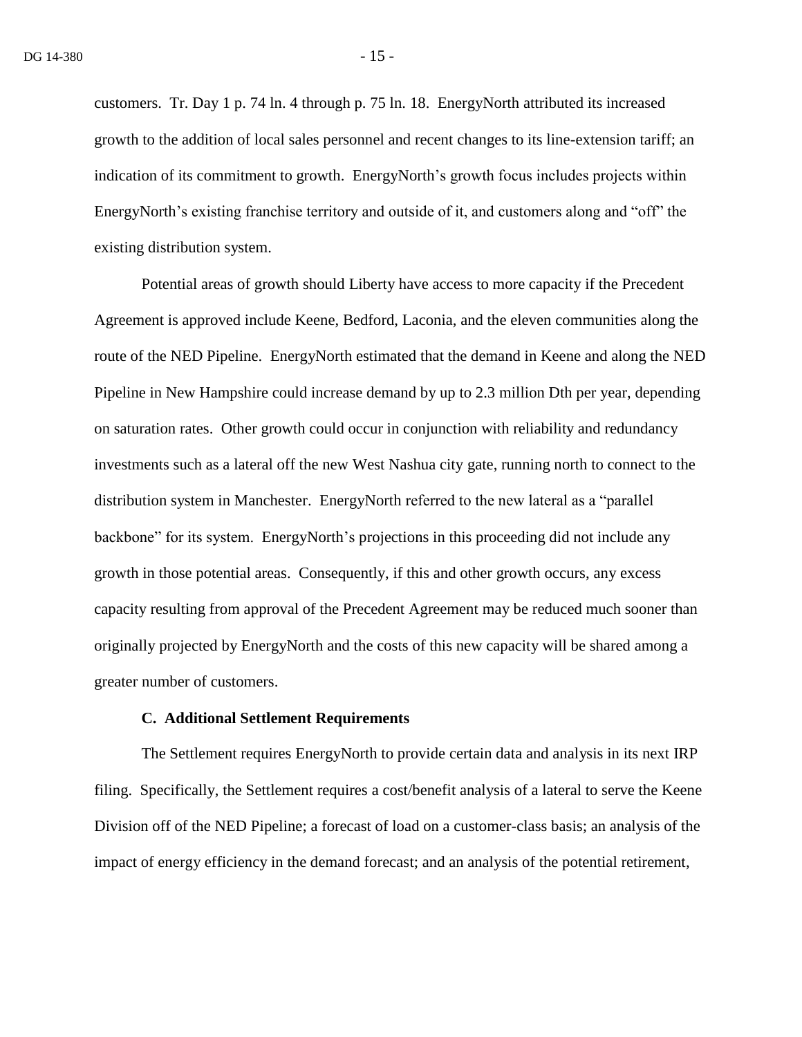customers. Tr. Day 1 p. 74 ln. 4 through p. 75 ln. 18. EnergyNorth attributed its increased growth to the addition of local sales personnel and recent changes to its line-extension tariff; an indication of its commitment to growth. EnergyNorth's growth focus includes projects within EnergyNorth's existing franchise territory and outside of it, and customers along and "off" the existing distribution system.

Potential areas of growth should Liberty have access to more capacity if the Precedent Agreement is approved include Keene, Bedford, Laconia, and the eleven communities along the route of the NED Pipeline. EnergyNorth estimated that the demand in Keene and along the NED Pipeline in New Hampshire could increase demand by up to 2.3 million Dth per year, depending on saturation rates. Other growth could occur in conjunction with reliability and redundancy investments such as a lateral off the new West Nashua city gate, running north to connect to the distribution system in Manchester. EnergyNorth referred to the new lateral as a "parallel backbone" for its system. EnergyNorth's projections in this proceeding did not include any growth in those potential areas. Consequently, if this and other growth occurs, any excess capacity resulting from approval of the Precedent Agreement may be reduced much sooner than originally projected by EnergyNorth and the costs of this new capacity will be shared among a greater number of customers.

### C. Additional Settlement Requirements

The Settlement requires EnergyNorth to provide certain data and analysis in its next IRP filing. Specifically, the Settlement requires a cost/benefit analysis of a lateral to serve the Keene Division off of the NED Pipeline; a forecast of load on a customer-class basis; an analysis of the impact of energy efficiency in the demand forecast; and an analysis of the potential retirement,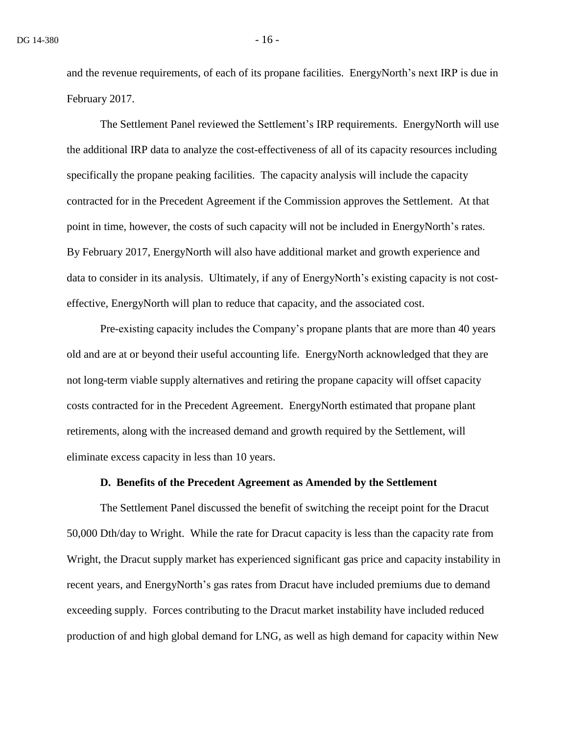and the revenue requirements, of each of its propane facilities. EnergyNorth's next IRP is due in February 2017.

The Settlement Panel reviewed the Settlement's IRP requirements. EnergyNorth will use the additional IRP data to analyze the cost-effectiveness of all of its capacity resources including specifically the propane peaking facilities. The capacity analysis will include the capacity contracted for in the Precedent Agreement if the Commission approves the Settlement. At that point in time, however, the costs of such capacity will not be included in EnergyNorth's rates. By February 2017, EnergyNorth will also have additional market and growth experience and data to consider in its analysis. Ultimately, if any of EnergyNorth's existing capacity is not cost-effective, EnergyNorth will plan to reduce that capacity, and the associated cost.

Pre-existing capacity includes the Company's propane plants that are more than 40 years old and are at or beyond their useful accounting life. EnergyNorth acknowledged that they are not long-term viable supply alternatives and retiring the propane capacity will offset capacity costs contracted for in the Precedent Agreement. EnergyNorth estimated that propane plant retirements, along with the increased demand and growth required by the Settlement, will eliminate excess capacity in less than 10 years.

### D. Benefits of the Precedent Agreement as Amended by the Settlement

The Settlement Panel discussed the benefit of switching the receipt point for the Dracut 50,000 Dth/day to Wright. While the rate for Dracut capacity is less than the capacity rate from Wright, the Dracut supply market has experienced significant gas price and capacity instability in recent years, and EnergyNorth's gas rates from Dracut have included premiums due to demand exceeding supply. Forces contributing to the Dracut market instability have included reduced production of and high global demand for LNG, as well as high demand for capacity within New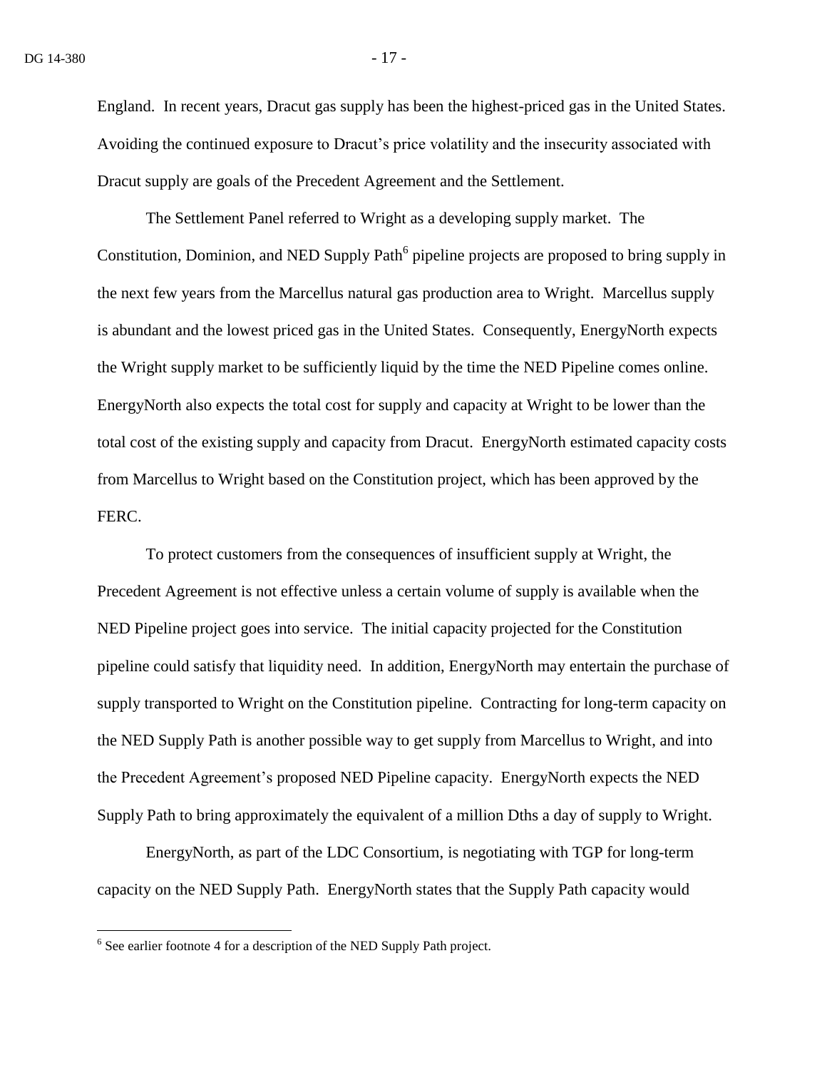England. In recent years, Dracut gas supply has been the highest-priced gas in the United States. Avoiding the continued exposure to Dracut's price volatility and the insecurity associated with Dracut supply are goals of the Precedent Agreement and the Settlement.

The Settlement Panel referred to Wright as a developing supply market. The Constitution, Dominion, and NED Supply Path[6] pipeline projects are proposed to bring supply in the next few years from the Marcellus natural gas production area to Wright. Marcellus supply is abundant and the lowest priced gas in the United States. Consequently, EnergyNorth expects the Wright supply market to be sufficiently liquid by the time the NED Pipeline comes online. EnergyNorth also expects the total cost for supply and capacity at Wright to be lower than the total cost of the existing supply and capacity from Dracut. EnergyNorth estimated capacity costs from Marcellus to Wright based on the Constitution project, which has been approved by the FERC.

To protect customers from the consequences of insufficient supply at Wright, the Precedent Agreement is not effective unless a certain volume of supply is available when the NED Pipeline project goes into service. The initial capacity projected for the Constitution pipeline could satisfy that liquidity need. In addition, EnergyNorth may entertain the purchase of supply transported to Wright on the Constitution pipeline. Contracting for long-term capacity on the NED Supply Path is another possible way to get supply from Marcellus to Wright, and into the Precedent Agreement's proposed NED Pipeline capacity. EnergyNorth expects the NED Supply Path to bring approximately the equivalent of a million Dths a day of supply to Wright.

EnergyNorth, as part of the LDC Consortium, is negotiating with TGP for long-term capacity on the NED Supply Path. EnergyNorth states that the Supply Path capacity would

[6] See earlier footnote 4 for a description of the NED Supply Path project.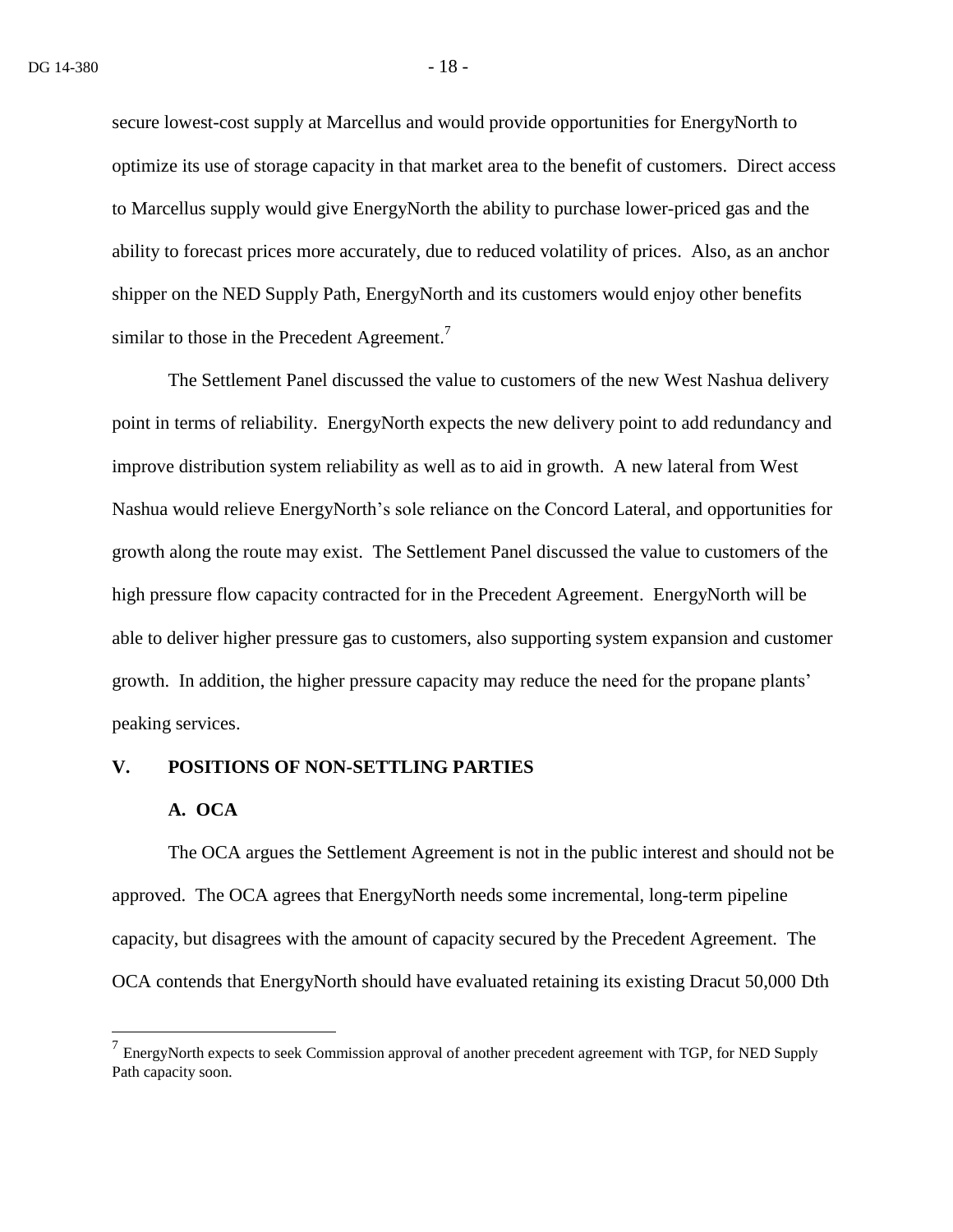secure lowest-cost supply at Marcellus and would provide opportunities for EnergyNorth to optimize its use of storage capacity in that market area to the benefit of customers. Direct access to Marcellus supply would give EnergyNorth the ability to purchase lower-priced gas and the ability to forecast prices more accurately, due to reduced volatility of prices. Also, as an anchor shipper on the NED Supply Path, EnergyNorth and its customers would enjoy other benefits similar to those in the Precedent Agreement.[7]

The Settlement Panel discussed the value to customers of the new West Nashua delivery point in terms of reliability. EnergyNorth expects the new delivery point to add redundancy and improve distribution system reliability as well as to aid in growth. A new lateral from West Nashua would relieve EnergyNorth's sole reliance on the Concord Lateral, and opportunities for growth along the route may exist. The Settlement Panel discussed the value to customers of the high pressure flow capacity contracted for in the Precedent Agreement. EnergyNorth will be able to deliver higher pressure gas to customers, also supporting system expansion and customer growth. In addition, the higher pressure capacity may reduce the need for the propane plants' peaking services.

## V. POSITIONS OF NON-SETTLING PARTIES

### A. OCA

The OCA argues the Settlement Agreement is not in the public interest and should not be approved. The OCA agrees that EnergyNorth needs some incremental, long-term pipeline capacity, but disagrees with the amount of capacity secured by the Precedent Agreement. The OCA contends that EnergyNorth should have evaluated retaining its existing Dracut 50,000 Dth

[7] EnergyNorth expects to seek Commission approval of another precedent agreement with TGP, for NED Supply Path capacity soon.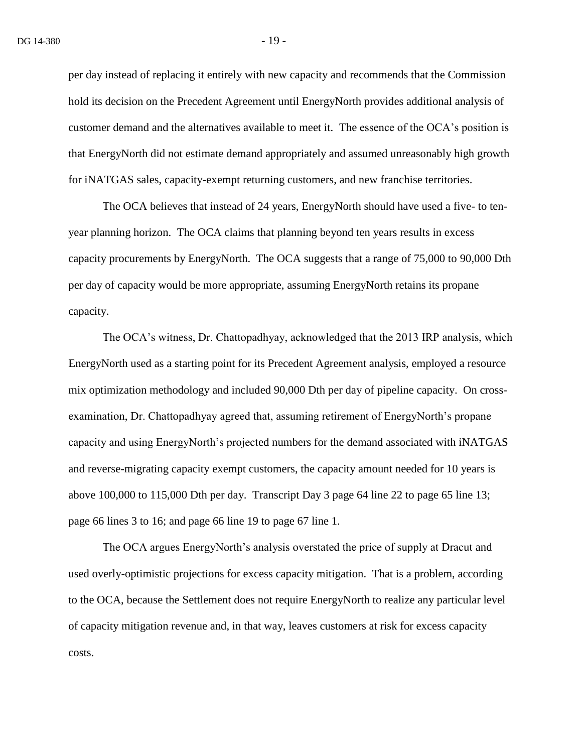per day instead of replacing it entirely with new capacity and recommends that the Commission hold its decision on the Precedent Agreement until EnergyNorth provides additional analysis of customer demand and the alternatives available to meet it. The essence of the OCA's position is that EnergyNorth did not estimate demand appropriately and assumed unreasonably high growth for iNATGAS sales, capacity-exempt returning customers, and new franchise territories.

The OCA believes that instead of 24 years, EnergyNorth should have used a five- to ten-year planning horizon. The OCA claims that planning beyond ten years results in excess capacity procurements by EnergyNorth. The OCA suggests that a range of 75,000 to 90,000 Dth per day of capacity would be more appropriate, assuming EnergyNorth retains its propane capacity.

The OCA's witness, Dr. Chattopadhyay, acknowledged that the 2013 IRP analysis, which EnergyNorth used as a starting point for its Precedent Agreement analysis, employed a resource mix optimization methodology and included 90,000 Dth per day of pipeline capacity. On cross-examination, Dr. Chattopadhyay agreed that, assuming retirement of EnergyNorth's propane capacity and using EnergyNorth's projected numbers for the demand associated with iNATGAS and reverse-migrating capacity exempt customers, the capacity amount needed for 10 years is above 100,000 to 115,000 Dth per day. Transcript Day 3 page 64 line 22 to page 65 line 13; page 66 lines 3 to 16; and page 66 line 19 to page 67 line 1.

The OCA argues EnergyNorth's analysis overstated the price of supply at Dracut and used overly-optimistic projections for excess capacity mitigation. That is a problem, according to the OCA, because the Settlement does not require EnergyNorth to realize any particular level of capacity mitigation revenue and, in that way, leaves customers at risk for excess capacity costs.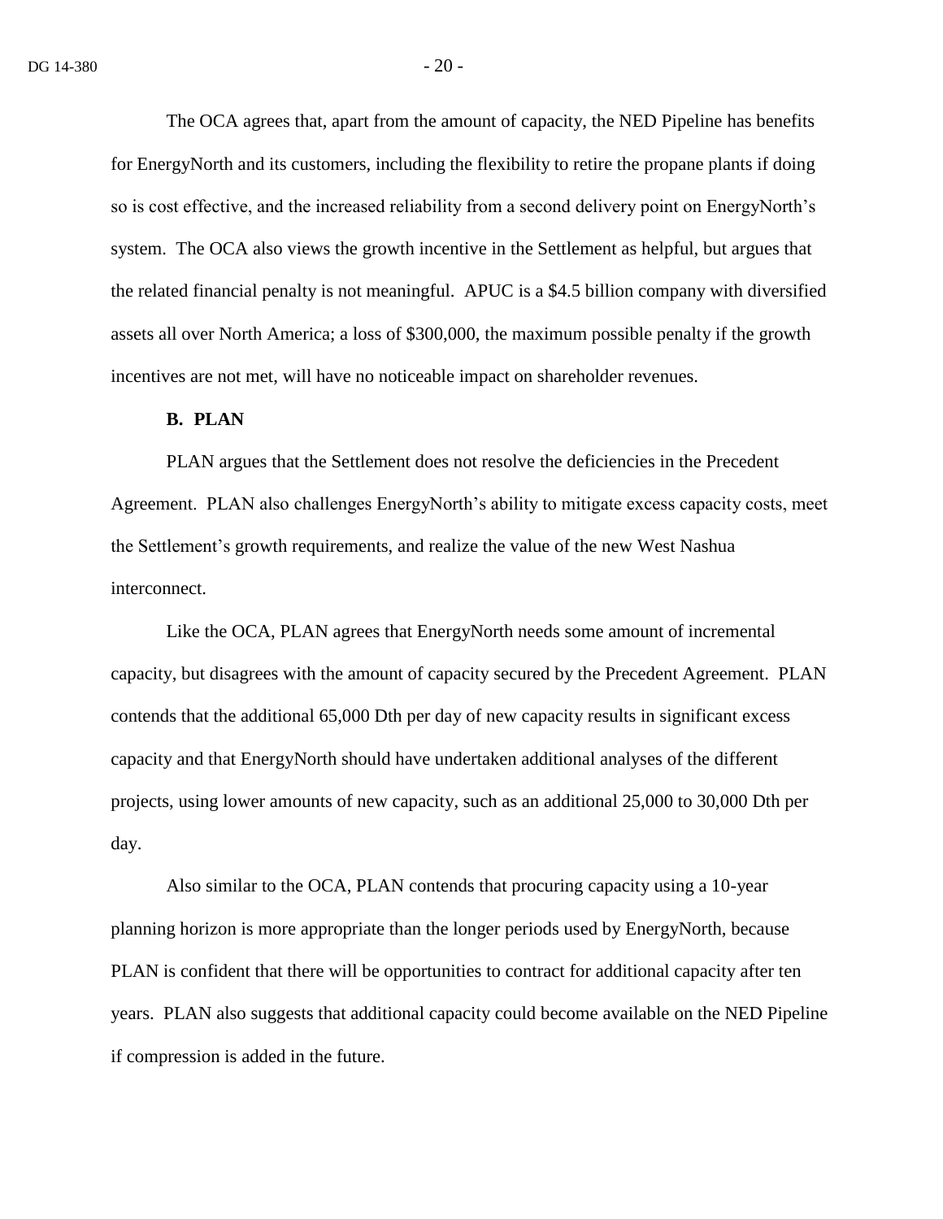The OCA agrees that, apart from the amount of capacity, the NED Pipeline has benefits for EnergyNorth and its customers, including the flexibility to retire the propane plants if doing so is cost effective, and the increased reliability from a second delivery point on EnergyNorth's system. The OCA also views the growth incentive in the Settlement as helpful, but argues that the related financial penalty is not meaningful. APUC is a $4.5 billion company with diversified assets all over North America; a loss of $300,000, the maximum possible penalty if the growth incentives are not met, will have no noticeable impact on shareholder revenues.

**B. PLAN**

PLAN argues that the Settlement does not resolve the deficiencies in the Precedent Agreement. PLAN also challenges EnergyNorth's ability to mitigate excess capacity costs, meet the Settlement's growth requirements, and realize the value of the new West Nashua interconnect.

Like the OCA, PLAN agrees that EnergyNorth needs some amount of incremental capacity, but disagrees with the amount of capacity secured by the Precedent Agreement. PLAN contends that the additional 65,000 Dth per day of new capacity results in significant excess capacity and that EnergyNorth should have undertaken additional analyses of the different projects, using lower amounts of new capacity, such as an additional 25,000 to 30,000 Dth per day.

Also similar to the OCA, PLAN contends that procuring capacity using a 10-year planning horizon is more appropriate than the longer periods used by EnergyNorth, because PLAN is confident that there will be opportunities to contract for additional capacity after ten years. PLAN also suggests that additional capacity could become available on the NED Pipeline if compression is added in the future.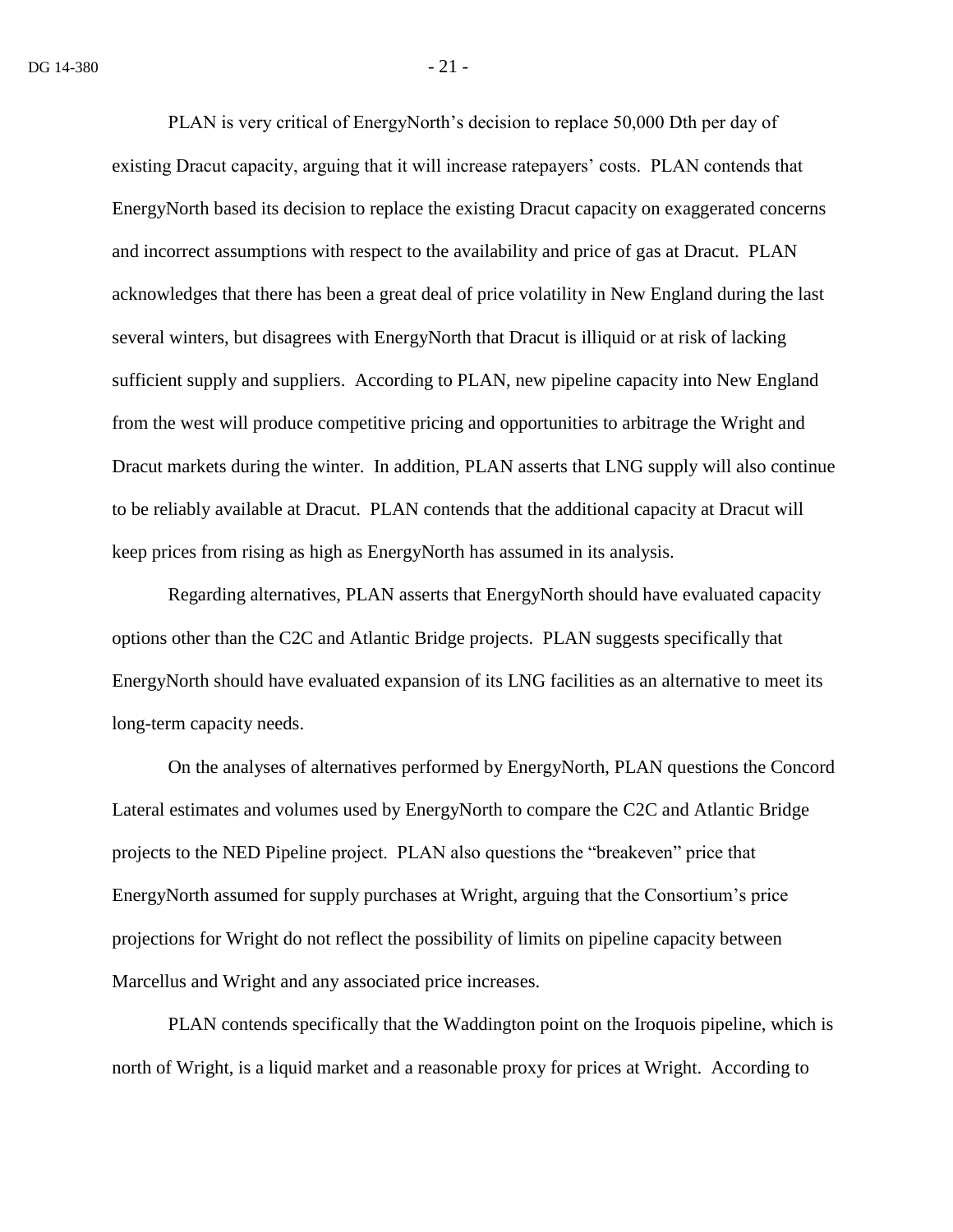PLAN is very critical of EnergyNorth's decision to replace 50,000 Dth per day of existing Dracut capacity, arguing that it will increase ratepayers' costs. PLAN contends that EnergyNorth based its decision to replace the existing Dracut capacity on exaggerated concerns and incorrect assumptions with respect to the availability and price of gas at Dracut. PLAN acknowledges that there has been a great deal of price volatility in New England during the last several winters, but disagrees with EnergyNorth that Dracut is illiquid or at risk of lacking sufficient supply and suppliers. According to PLAN, new pipeline capacity into New England from the west will produce competitive pricing and opportunities to arbitrage the Wright and Dracut markets during the winter. In addition, PLAN asserts that LNG supply will also continue to be reliably available at Dracut. PLAN contends that the additional capacity at Dracut will keep prices from rising as high as EnergyNorth has assumed in its analysis.

Regarding alternatives, PLAN asserts that EnergyNorth should have evaluated capacity options other than the C2C and Atlantic Bridge projects. PLAN suggests specifically that EnergyNorth should have evaluated expansion of its LNG facilities as an alternative to meet its long-term capacity needs.

On the analyses of alternatives performed by EnergyNorth, PLAN questions the Concord Lateral estimates and volumes used by EnergyNorth to compare the C2C and Atlantic Bridge projects to the NED Pipeline project. PLAN also questions the "breakeven" price that EnergyNorth assumed for supply purchases at Wright, arguing that the Consortium's price projections for Wright do not reflect the possibility of limits on pipeline capacity between Marcellus and Wright and any associated price increases.

PLAN contends specifically that the Waddington point on the Iroquois pipeline, which is north of Wright, is a liquid market and a reasonable proxy for prices at Wright. According to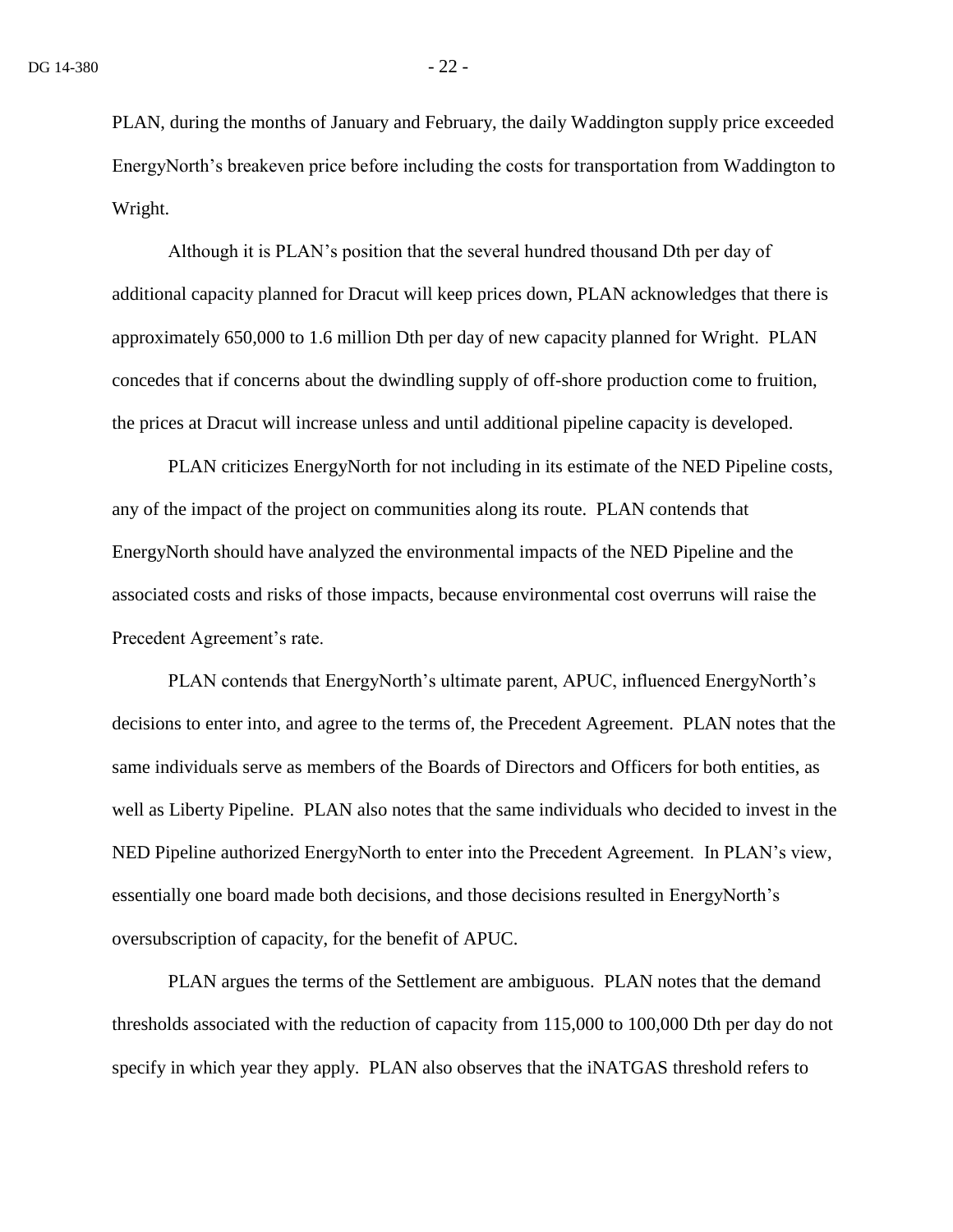PLAN, during the months of January and February, the daily Waddington supply price exceeded EnergyNorth's breakeven price before including the costs for transportation from Waddington to Wright.

Although it is PLAN's position that the several hundred thousand Dth per day of additional capacity planned for Dracut will keep prices down, PLAN acknowledges that there is approximately 650,000 to 1.6 million Dth per day of new capacity planned for Wright. PLAN concedes that if concerns about the dwindling supply of off-shore production come to fruition, the prices at Dracut will increase unless and until additional pipeline capacity is developed.

PLAN criticizes EnergyNorth for not including in its estimate of the NED Pipeline costs, any of the impact of the project on communities along its route. PLAN contends that EnergyNorth should have analyzed the environmental impacts of the NED Pipeline and the associated costs and risks of those impacts, because environmental cost overruns will raise the Precedent Agreement's rate.

PLAN contends that EnergyNorth's ultimate parent, APUC, influenced EnergyNorth's decisions to enter into, and agree to the terms of, the Precedent Agreement. PLAN notes that the same individuals serve as members of the Boards of Directors and Officers for both entities, as well as Liberty Pipeline. PLAN also notes that the same individuals who decided to invest in the NED Pipeline authorized EnergyNorth to enter into the Precedent Agreement. In PLAN's view, essentially one board made both decisions, and those decisions resulted in EnergyNorth's oversubscription of capacity, for the benefit of APUC.

PLAN argues the terms of the Settlement are ambiguous. PLAN notes that the demand thresholds associated with the reduction of capacity from 115,000 to 100,000 Dth per day do not specify in which year they apply. PLAN also observes that the iNATGAS threshold refers to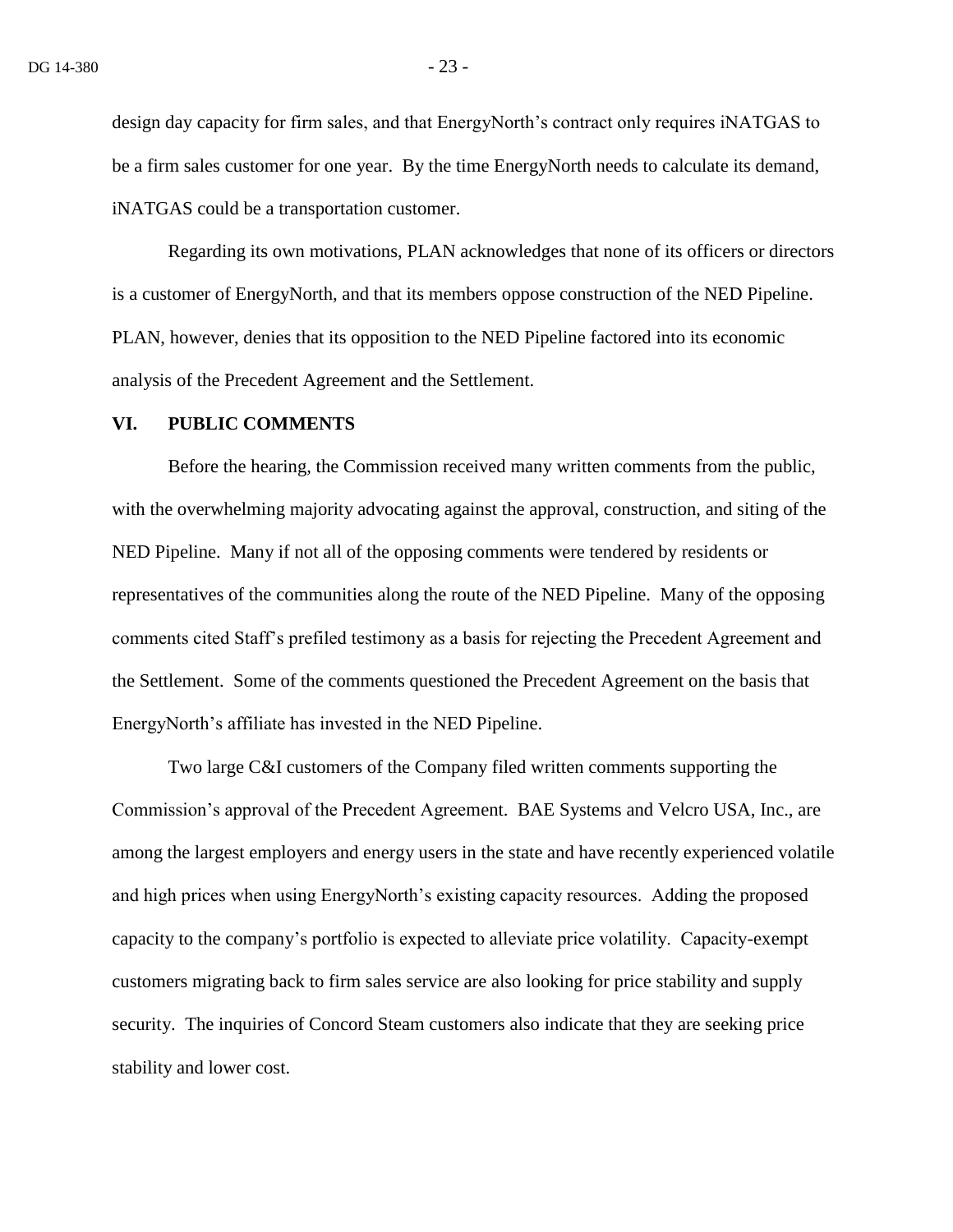design day capacity for firm sales, and that EnergyNorth's contract only requires iNATGAS to be a firm sales customer for one year. By the time EnergyNorth needs to calculate its demand, iNATGAS could be a transportation customer.

Regarding its own motivations, PLAN acknowledges that none of its officers or directors is a customer of EnergyNorth, and that its members oppose construction of the NED Pipeline. PLAN, however, denies that its opposition to the NED Pipeline factored into its economic analysis of the Precedent Agreement and the Settlement.

## VI. PUBLIC COMMENTS

Before the hearing, the Commission received many written comments from the public, with the overwhelming majority advocating against the approval, construction, and siting of the NED Pipeline. Many if not all of the opposing comments were tendered by residents or representatives of the communities along the route of the NED Pipeline. Many of the opposing comments cited Staff's prefiled testimony as a basis for rejecting the Precedent Agreement and the Settlement. Some of the comments questioned the Precedent Agreement on the basis that EnergyNorth's affiliate has invested in the NED Pipeline.

Two large C&I customers of the Company filed written comments supporting the Commission's approval of the Precedent Agreement. BAE Systems and Velcro USA, Inc., are among the largest employers and energy users in the state and have recently experienced volatile and high prices when using EnergyNorth's existing capacity resources. Adding the proposed capacity to the company's portfolio is expected to alleviate price volatility. Capacity-exempt customers migrating back to firm sales service are also looking for price stability and supply security. The inquiries of Concord Steam customers also indicate that they are seeking price stability and lower cost.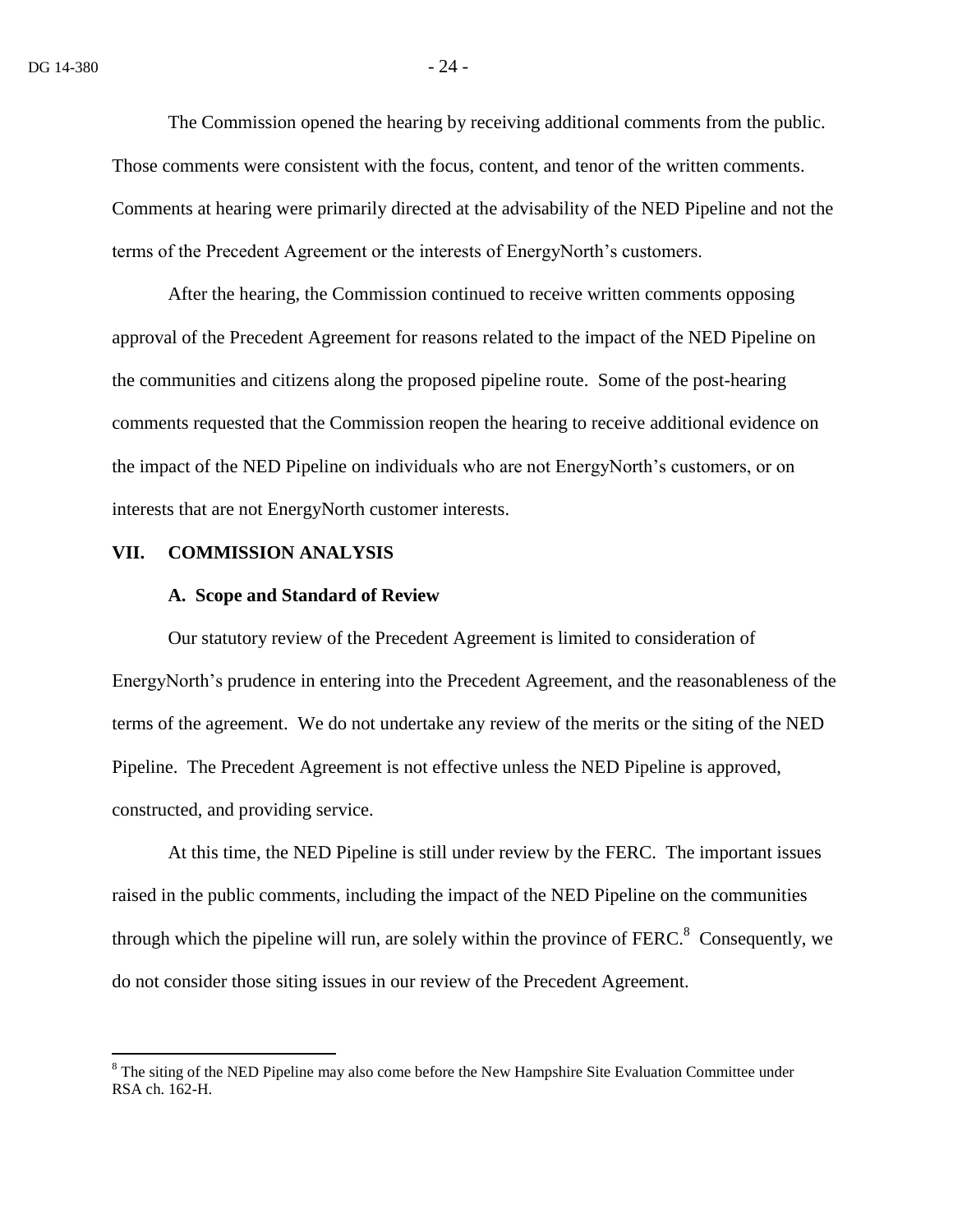The Commission opened the hearing by receiving additional comments from the public. Those comments were consistent with the focus, content, and tenor of the written comments. Comments at hearing were primarily directed at the advisability of the NED Pipeline and not the terms of the Precedent Agreement or the interests of EnergyNorth's customers.

After the hearing, the Commission continued to receive written comments opposing approval of the Precedent Agreement for reasons related to the impact of the NED Pipeline on the communities and citizens along the proposed pipeline route. Some of the post-hearing comments requested that the Commission reopen the hearing to receive additional evidence on the impact of the NED Pipeline on individuals who are not EnergyNorth's customers, or on interests that are not EnergyNorth customer interests.

## VII. COMMISSION ANALYSIS

### A. Scope and Standard of Review

Our statutory review of the Precedent Agreement is limited to consideration of EnergyNorth's prudence in entering into the Precedent Agreement, and the reasonableness of the terms of the agreement. We do not undertake any review of the merits or the siting of the NED Pipeline. The Precedent Agreement is not effective unless the NED Pipeline is approved, constructed, and providing service.

At this time, the NED Pipeline is still under review by the FERC. The important issues raised in the public comments, including the impact of the NED Pipeline on the communities through which the pipeline will run, are solely within the province of FERC.[8] Consequently, we do not consider those siting issues in our review of the Precedent Agreement.

---

[8] The siting of the NED Pipeline may also come before the New Hampshire Site Evaluation Committee under RSA ch. 162-H.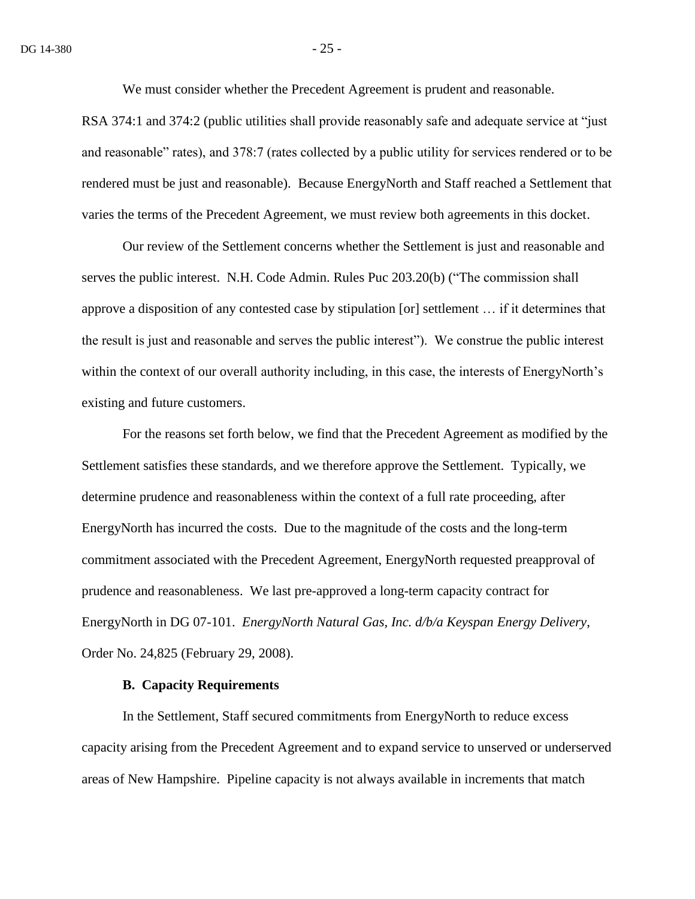We must consider whether the Precedent Agreement is prudent and reasonable. RSA 374:1 and 374:2 (public utilities shall provide reasonably safe and adequate service at "just and reasonable" rates), and 378:7 (rates collected by a public utility for services rendered or to be rendered must be just and reasonable). Because EnergyNorth and Staff reached a Settlement that varies the terms of the Precedent Agreement, we must review both agreements in this docket.

Our review of the Settlement concerns whether the Settlement is just and reasonable and serves the public interest. N.H. Code Admin. Rules Puc 203.20(b) ("The commission shall approve a disposition of any contested case by stipulation [or] settlement … if it determines that the result is just and reasonable and serves the public interest"). We construe the public interest within the context of our overall authority including, in this case, the interests of EnergyNorth's existing and future customers.

For the reasons set forth below, we find that the Precedent Agreement as modified by the Settlement satisfies these standards, and we therefore approve the Settlement. Typically, we determine prudence and reasonableness within the context of a full rate proceeding, after EnergyNorth has incurred the costs. Due to the magnitude of the costs and the long-term commitment associated with the Precedent Agreement, EnergyNorth requested preapproval of prudence and reasonableness. We last pre-approved a long-term capacity contract for EnergyNorth in DG 07-101. *EnergyNorth Natural Gas, Inc. d/b/a Keyspan Energy Delivery*, Order No. 24,825 (February 29, 2008).

### B. Capacity Requirements

In the Settlement, Staff secured commitments from EnergyNorth to reduce excess capacity arising from the Precedent Agreement and to expand service to unserved or underserved areas of New Hampshire. Pipeline capacity is not always available in increments that match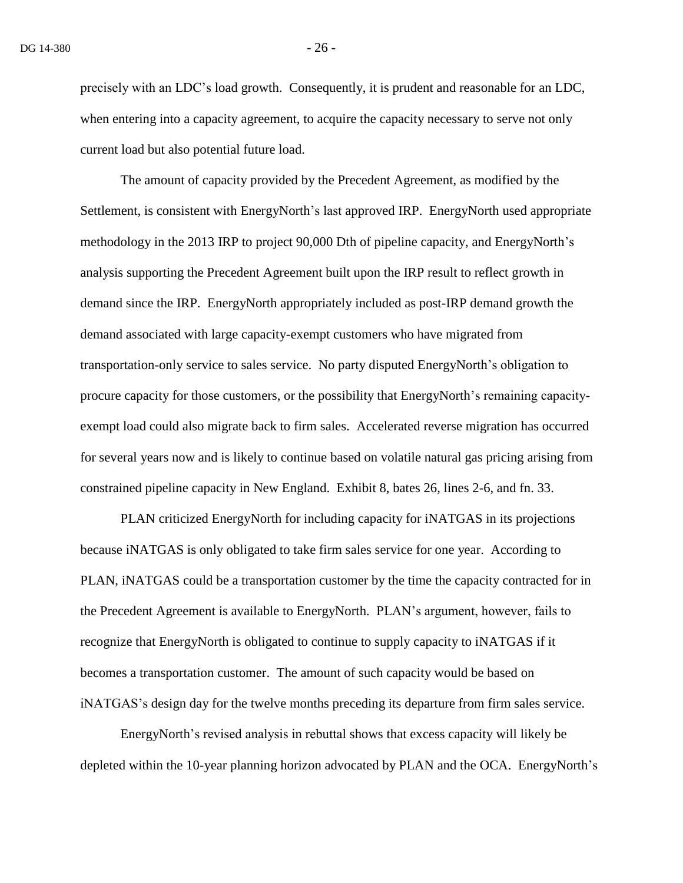precisely with an LDC's load growth. Consequently, it is prudent and reasonable for an LDC, when entering into a capacity agreement, to acquire the capacity necessary to serve not only current load but also potential future load.

The amount of capacity provided by the Precedent Agreement, as modified by the Settlement, is consistent with EnergyNorth's last approved IRP. EnergyNorth used appropriate methodology in the 2013 IRP to project 90,000 Dth of pipeline capacity, and EnergyNorth's analysis supporting the Precedent Agreement built upon the IRP result to reflect growth in demand since the IRP. EnergyNorth appropriately included as post-IRP demand growth the demand associated with large capacity-exempt customers who have migrated from transportation-only service to sales service. No party disputed EnergyNorth's obligation to procure capacity for those customers, or the possibility that EnergyNorth's remaining capacity-exempt load could also migrate back to firm sales. Accelerated reverse migration has occurred for several years now and is likely to continue based on volatile natural gas pricing arising from constrained pipeline capacity in New England. Exhibit 8, bates 26, lines 2-6, and fn. 33.

PLAN criticized EnergyNorth for including capacity for iNATGAS in its projections because iNATGAS is only obligated to take firm sales service for one year. According to PLAN, iNATGAS could be a transportation customer by the time the capacity contracted for in the Precedent Agreement is available to EnergyNorth. PLAN's argument, however, fails to recognize that EnergyNorth is obligated to continue to supply capacity to iNATGAS if it becomes a transportation customer. The amount of such capacity would be based on iNATGAS's design day for the twelve months preceding its departure from firm sales service.

EnergyNorth's revised analysis in rebuttal shows that excess capacity will likely be depleted within the 10-year planning horizon advocated by PLAN and the OCA. EnergyNorth's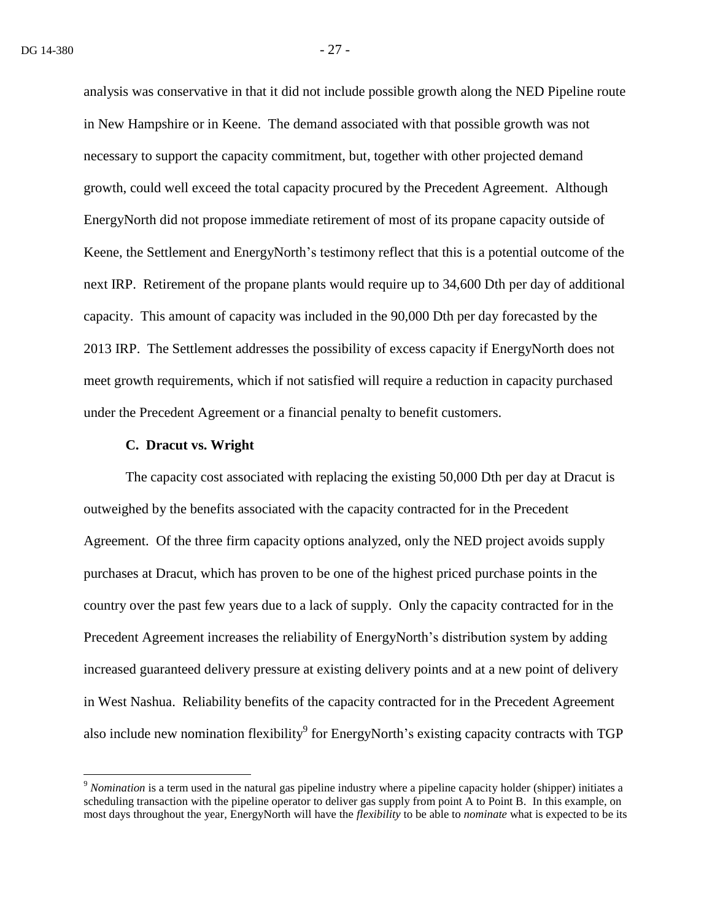analysis was conservative in that it did not include possible growth along the NED Pipeline route in New Hampshire or in Keene. The demand associated with that possible growth was not necessary to support the capacity commitment, but, together with other projected demand growth, could well exceed the total capacity procured by the Precedent Agreement. Although EnergyNorth did not propose immediate retirement of most of its propane capacity outside of Keene, the Settlement and EnergyNorth's testimony reflect that this is a potential outcome of the next IRP. Retirement of the propane plants would require up to 34,600 Dth per day of additional capacity. This amount of capacity was included in the 90,000 Dth per day forecasted by the 2013 IRP. The Settlement addresses the possibility of excess capacity if EnergyNorth does not meet growth requirements, which if not satisfied will require a reduction in capacity purchased under the Precedent Agreement or a financial penalty to benefit customers.

### C. Dracut vs. Wright

The capacity cost associated with replacing the existing 50,000 Dth per day at Dracut is outweighed by the benefits associated with the capacity contracted for in the Precedent Agreement. Of the three firm capacity options analyzed, only the NED project avoids supply purchases at Dracut, which has proven to be one of the highest priced purchase points in the country over the past few years due to a lack of supply. Only the capacity contracted for in the Precedent Agreement increases the reliability of EnergyNorth's distribution system by adding increased guaranteed delivery pressure at existing delivery points and at a new point of delivery in West Nashua. Reliability benefits of the capacity contracted for in the Precedent Agreement also include new nomination flexibility[9] for EnergyNorth's existing capacity contracts with TGP

---

[9] *Nomination* is a term used in the natural gas pipeline industry where a pipeline capacity holder (shipper) initiates a scheduling transaction with the pipeline operator to deliver gas supply from point A to Point B. In this example, on most days throughout the year, EnergyNorth will have the *flexibility* to be able to *nominate* what is expected to be its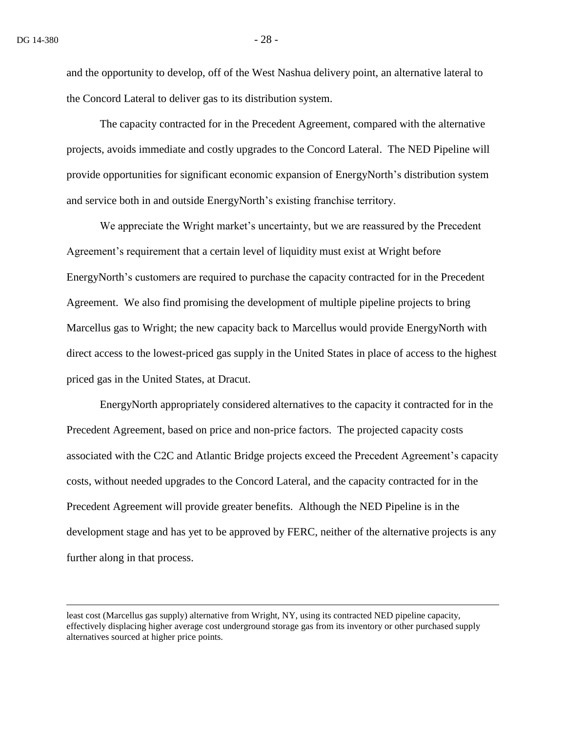and the opportunity to develop, off of the West Nashua delivery point, an alternative lateral to the Concord Lateral to deliver gas to its distribution system.

The capacity contracted for in the Precedent Agreement, compared with the alternative projects, avoids immediate and costly upgrades to the Concord Lateral. The NED Pipeline will provide opportunities for significant economic expansion of EnergyNorth's distribution system and service both in and outside EnergyNorth's existing franchise territory.

We appreciate the Wright market's uncertainty, but we are reassured by the Precedent Agreement's requirement that a certain level of liquidity must exist at Wright before EnergyNorth's customers are required to purchase the capacity contracted for in the Precedent Agreement. We also find promising the development of multiple pipeline projects to bring Marcellus gas to Wright; the new capacity back to Marcellus would provide EnergyNorth with direct access to the lowest-priced gas supply in the United States in place of access to the highest priced gas in the United States, at Dracut.

EnergyNorth appropriately considered alternatives to the capacity it contracted for in the Precedent Agreement, based on price and non-price factors. The projected capacity costs associated with the C2C and Atlantic Bridge projects exceed the Precedent Agreement's capacity costs, without needed upgrades to the Concord Lateral, and the capacity contracted for in the Precedent Agreement will provide greater benefits. Although the NED Pipeline is in the development stage and has yet to be approved by FERC, neither of the alternative projects is any further along in that process.

---

least cost (Marcellus gas supply) alternative from Wright, NY, using its contracted NED pipeline capacity, effectively displacing higher average cost underground storage gas from its inventory or other purchased supply alternatives sourced at higher price points.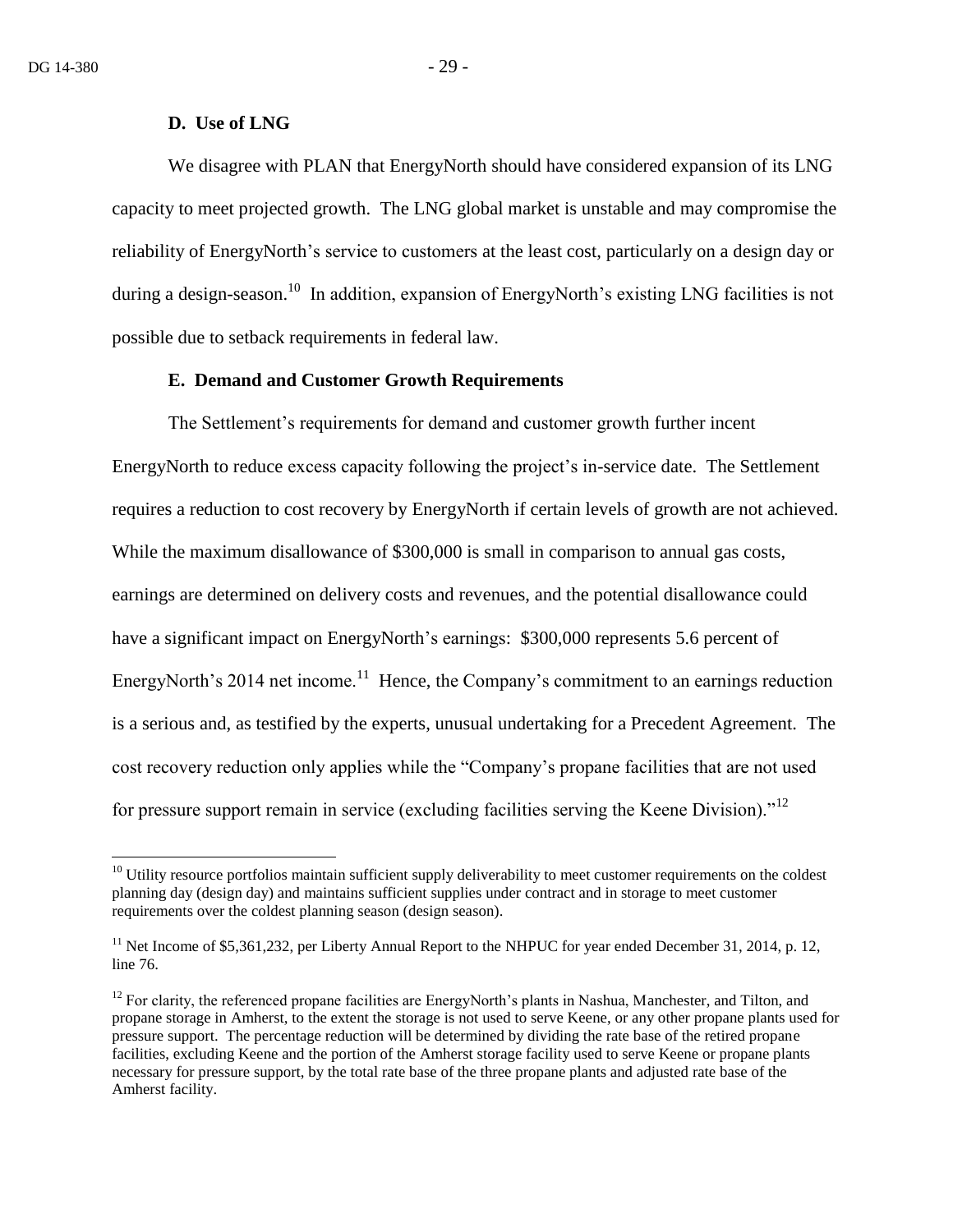### D. Use of LNG

We disagree with PLAN that EnergyNorth should have considered expansion of its LNG capacity to meet projected growth. The LNG global market is unstable and may compromise the reliability of EnergyNorth's service to customers at the least cost, particularly on a design day or during a design-season.[10] In addition, expansion of EnergyNorth's existing LNG facilities is not possible due to setback requirements in federal law.

### E. Demand and Customer Growth Requirements

The Settlement's requirements for demand and customer growth further incent EnergyNorth to reduce excess capacity following the project's in-service date. The Settlement requires a reduction to cost recovery by EnergyNorth if certain levels of growth are not achieved. While the maximum disallowance of $300,000 is small in comparison to annual gas costs, earnings are determined on delivery costs and revenues, and the potential disallowance could have a significant impact on EnergyNorth's earnings: $300,000 represents 5.6 percent of EnergyNorth's 2014 net income.[11] Hence, the Company's commitment to an earnings reduction is a serious and, as testified by the experts, unusual undertaking for a Precedent Agreement. The cost recovery reduction only applies while the "Company's propane facilities that are not used for pressure support remain in service (excluding facilities serving the Keene Division)."[12]

---

[10] Utility resource portfolios maintain sufficient supply deliverability to meet customer requirements on the coldest planning day (design day) and maintains sufficient supplies under contract and in storage to meet customer requirements over the coldest planning season (design season).

[11] Net Income of $5,361,232, per Liberty Annual Report to the NHPUC for year ended December 31, 2014, p. 12, line 76.

[12] For clarity, the referenced propane facilities are EnergyNorth's plants in Nashua, Manchester, and Tilton, and propane storage in Amherst, to the extent the storage is not used to serve Keene, or any other propane plants used for pressure support. The percentage reduction will be determined by dividing the rate base of the retired propane facilities, excluding Keene and the portion of the Amherst storage facility used to serve Keene or propane plants necessary for pressure support, by the total rate base of the three propane plants and adjusted rate base of the Amherst facility.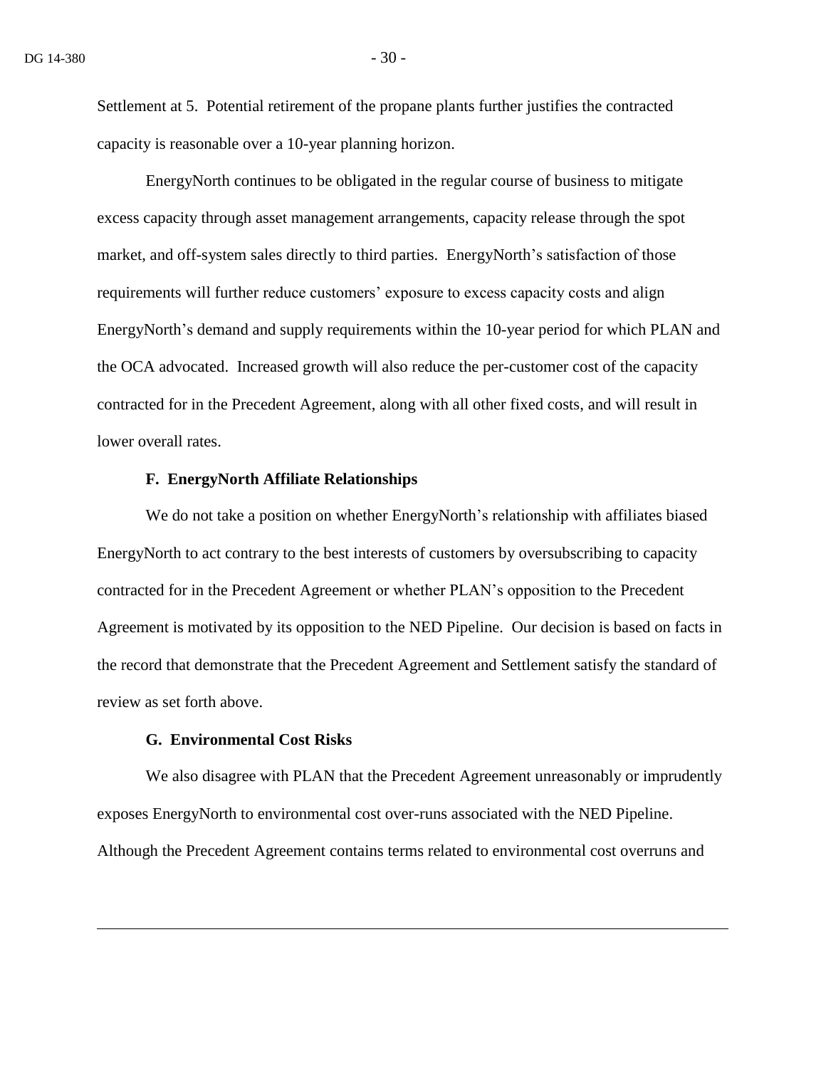Settlement at 5. Potential retirement of the propane plants further justifies the contracted capacity is reasonable over a 10-year planning horizon.

EnergyNorth continues to be obligated in the regular course of business to mitigate excess capacity through asset management arrangements, capacity release through the spot market, and off-system sales directly to third parties. EnergyNorth's satisfaction of those requirements will further reduce customers' exposure to excess capacity costs and align EnergyNorth's demand and supply requirements within the 10-year period for which PLAN and the OCA advocated. Increased growth will also reduce the per-customer cost of the capacity contracted for in the Precedent Agreement, along with all other fixed costs, and will result in lower overall rates.

### F. EnergyNorth Affiliate Relationships

We do not take a position on whether EnergyNorth's relationship with affiliates biased EnergyNorth to act contrary to the best interests of customers by oversubscribing to capacity contracted for in the Precedent Agreement or whether PLAN's opposition to the Precedent Agreement is motivated by its opposition to the NED Pipeline. Our decision is based on facts in the record that demonstrate that the Precedent Agreement and Settlement satisfy the standard of review as set forth above.

### G. Environmental Cost Risks

We also disagree with PLAN that the Precedent Agreement unreasonably or imprudently exposes EnergyNorth to environmental cost over-runs associated with the NED Pipeline. Although the Precedent Agreement contains terms related to environmental cost overruns and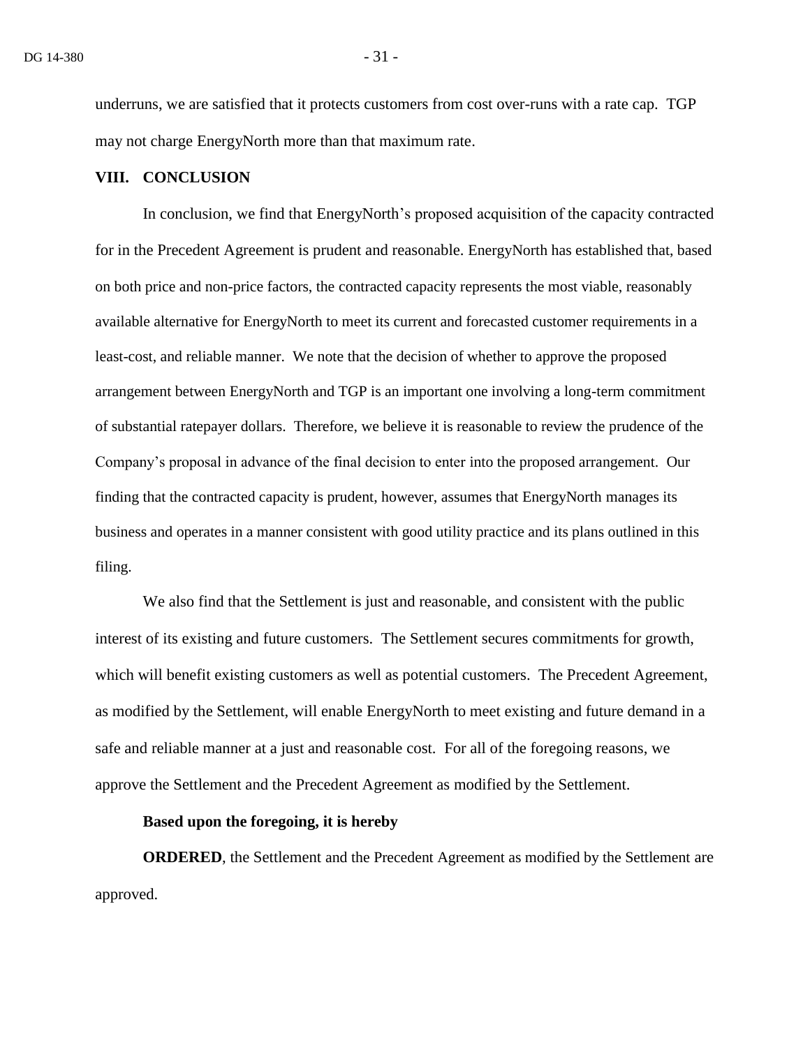underruns, we are satisfied that it protects customers from cost over-runs with a rate cap. TGP may not charge EnergyNorth more than that maximum rate.

## VIII. CONCLUSION

In conclusion, we find that EnergyNorth's proposed acquisition of the capacity contracted for in the Precedent Agreement is prudent and reasonable. EnergyNorth has established that, based on both price and non-price factors, the contracted capacity represents the most viable, reasonably available alternative for EnergyNorth to meet its current and forecasted customer requirements in a least-cost, and reliable manner. We note that the decision of whether to approve the proposed arrangement between EnergyNorth and TGP is an important one involving a long-term commitment of substantial ratepayer dollars. Therefore, we believe it is reasonable to review the prudence of the Company's proposal in advance of the final decision to enter into the proposed arrangement. Our finding that the contracted capacity is prudent, however, assumes that EnergyNorth manages its business and operates in a manner consistent with good utility practice and its plans outlined in this filing.

We also find that the Settlement is just and reasonable, and consistent with the public interest of its existing and future customers. The Settlement secures commitments for growth, which will benefit existing customers as well as potential customers. The Precedent Agreement, as modified by the Settlement, will enable EnergyNorth to meet existing and future demand in a safe and reliable manner at a just and reasonable cost. For all of the foregoing reasons, we approve the Settlement and the Precedent Agreement as modified by the Settlement.

**Based upon the foregoing, it is hereby**

**ORDERED**, the Settlement and the Precedent Agreement as modified by the Settlement are approved.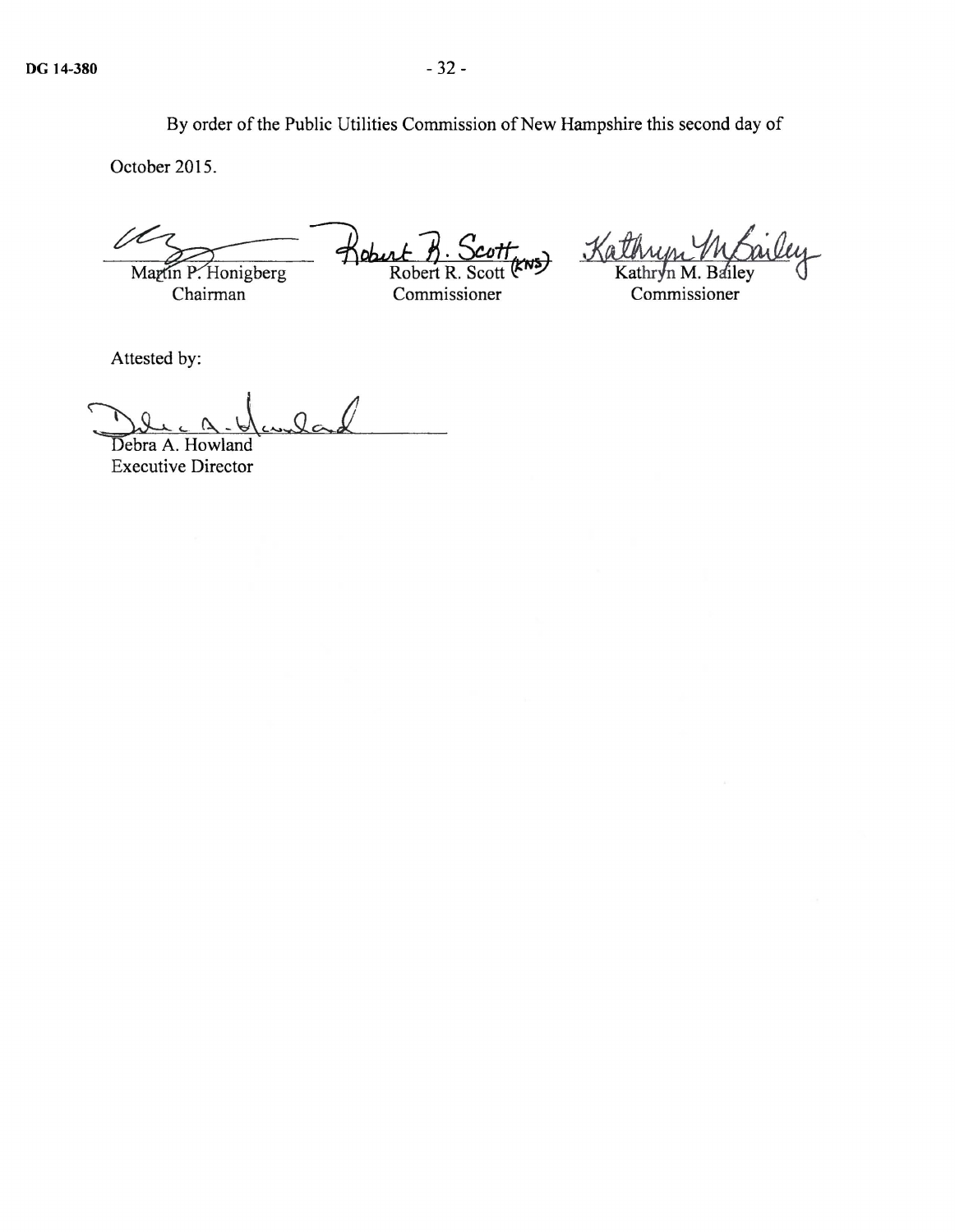By order of the Public Utilities Commission of New Hampshire this second day of October 2015.

| | | |
|---|---|---|
| Martin P. Honigberg | Robert R. Scott (KNS) | Kathryn M. Bailey |
| Chairman | Commissioner | Commissioner |

Attested by:

Debra A. Howland
Executive Director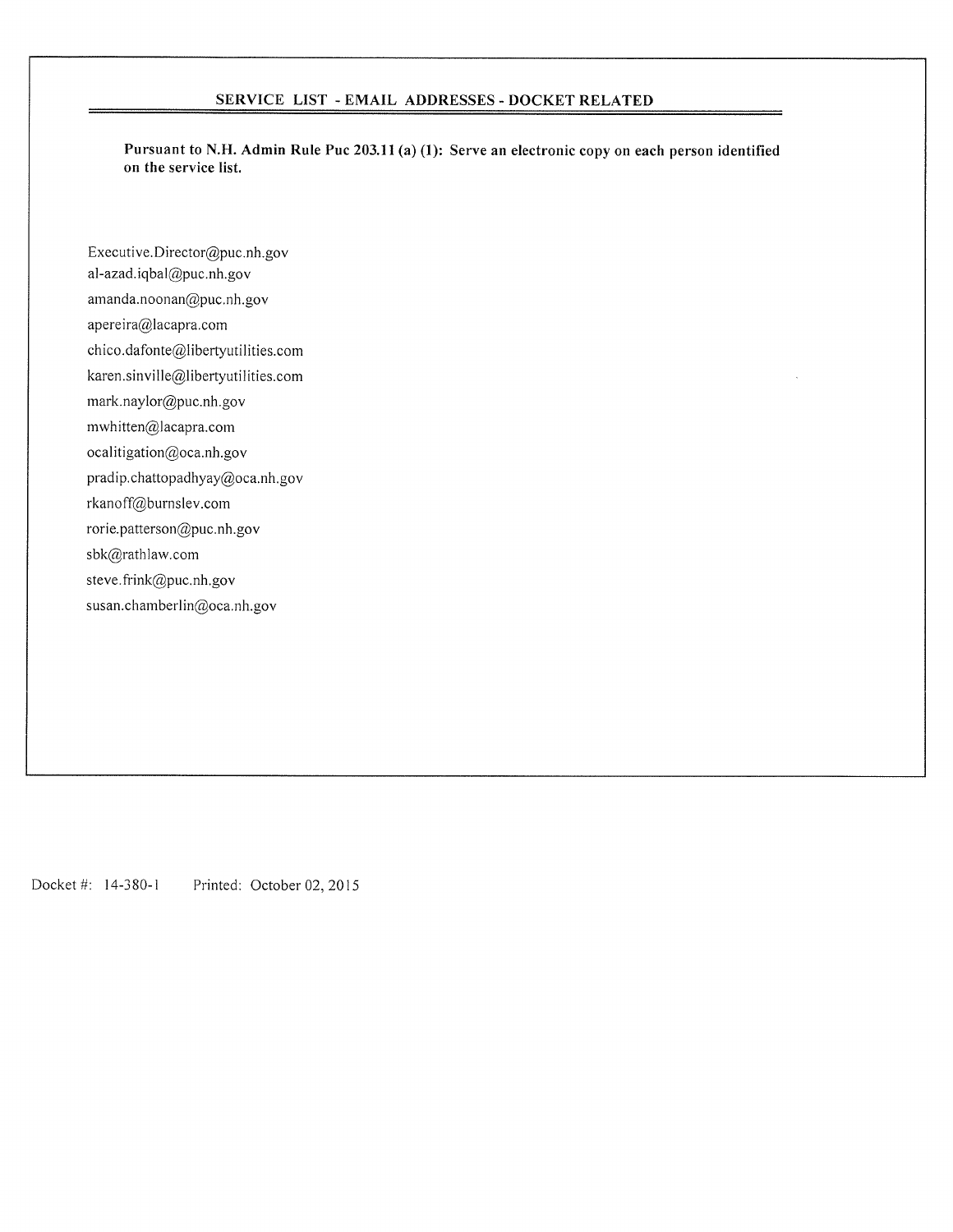## SERVICE LIST - EMAIL ADDRESSES - DOCKET RELATED

**Pursuant to N.H. Admin Rule Puc 203.11 (a) (1): Serve an electronic copy on each person identified on the service list.**

Executive.Director@puc.nh.gov
al-azad.iqbal@puc.nh.gov
amanda.noonan@puc.nh.gov
apereira@lacapra.com
chico.dafonte@libertyutilities.com
karen.sinville@libertyutilities.com
mark.naylor@puc.nh.gov
mwhitten@lacapra.com
ocalitigation@oca.nh.gov
pradip.chattopadhyay@oca.nh.gov
rkanoff@burnslev.com
rorie.patterson@puc.nh.gov
sbk@rathlaw.com
steve.frink@puc.nh.gov
susan.chamberlin@oca.nh.gov

Docket #: 14-380-1 Printed: October 02, 2015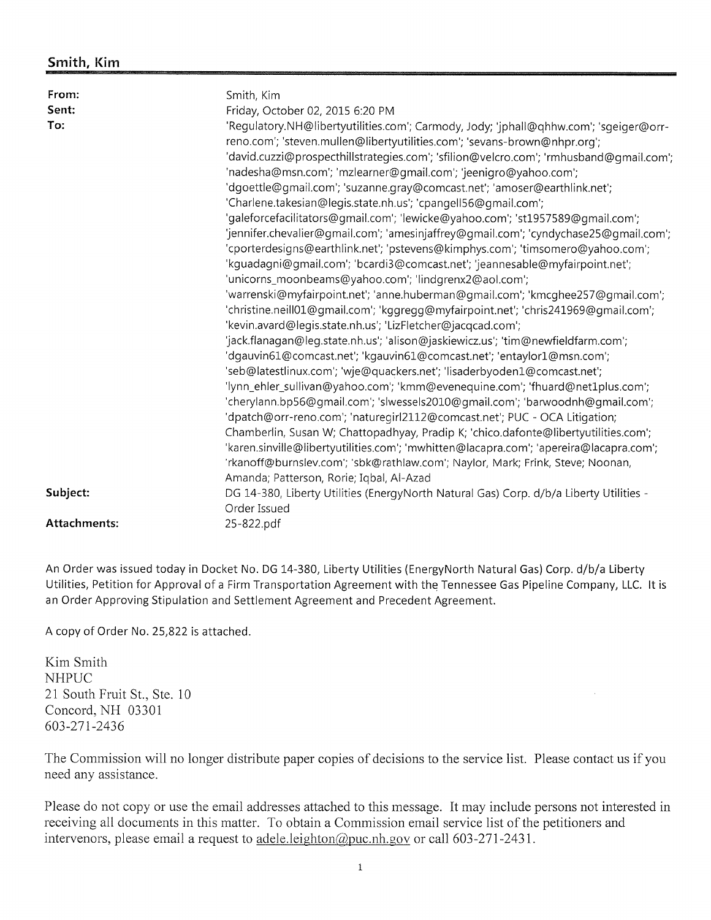## Smith, Kim

**From:** Smith, Kim

**Sent:** Friday, October 02, 2015 6:20 PM

**To:** 'Regulatory.NH@libertyutilities.com'; Carmody, Jody; 'jphall@qhhw.com'; 'sgeiger@orr-reno.com'; 'steven.mullen@libertyutilities.com'; 'sevans-brown@nhpr.org'; 'david.cuzzi@prospecthillstrategies.com'; 'sfilion@velcro.com'; 'rmhusband@gmail.com'; 'nadesha@msn.com'; 'mzlearner@gmail.com'; 'jeenigro@yahoo.com'; 'dgoettle@gmail.com'; 'suzanne.gray@comcast.net'; 'amoser@earthlink.net'; 'Charlene.takesian@legis.state.nh.us'; 'cpangell56@gmail.com'; 'galeforcefacilitators@gmail.com'; 'lewicke@yahoo.com'; 'st1957589@gmail.com'; 'jennifer.chevalier@gmail.com'; 'amesinjaffrey@gmail.com'; 'cyndychase25@gmail.com'; 'cporterdesigns@earthlink.net'; 'pstevens@kimphys.com'; 'timsomero@yahoo.com'; 'kguadagni@gmail.com'; 'bcardi3@comcast.net'; 'jeannesable@myfairpoint.net'; 'unicorns_moonbeams@yahoo.com'; 'lindgrenx2@aol.com'; 'warrenski@myfairpoint.net'; 'anne.huberman@gmail.com'; 'kmcghee257@gmail.com'; 'christine.neill01@gmail.com'; 'kggregg@myfairpoint.net'; 'chris241969@gmail.com'; 'kevin.avard@legis.state.nh.us'; 'LizFletcher@jacqcad.com'; 'jack.flanagan@leg.state.nh.us'; 'alison@jaskiewicz.us'; 'tim@newfieldfarm.com'; 'dgauvin61@comcast.net'; 'kgauvin61@comcast.net'; 'entaylor1@msn.com'; 'seb@latestlinux.com'; 'wje@quackers.net'; 'lisaderbyoden1@comcast.net'; 'lynn_ehler_sullivan@yahoo.com'; 'kmm@evenequine.com'; 'fhuard@net1plus.com'; 'cherylann.bp56@gmail.com'; 'slwessels2010@gmail.com'; 'barwoodnh@gmail.com'; 'dpatch@orr-reno.com'; 'naturegirl2112@comcast.net'; PUC - OCA Litigation; Chamberlin, Susan W; Chattopadhyay, Pradip K; 'chico.dafonte@libertyutilities.com'; 'karen.sinville@libertyutilities.com'; 'mwhitten@lacapra.com'; 'apereira@lacapra.com'; 'rkanoff@burnslev.com'; 'sbk@rathlaw.com'; Naylor, Mark; Frink, Steve; Noonan, Amanda; Patterson, Rorie; Iqbal, Al-Azad

**Subject:** DG 14-380, Liberty Utilities (EnergyNorth Natural Gas) Corp. d/b/a Liberty Utilities - Order Issued

**Attachments:** 25-822.pdf

An Order was issued today in Docket No. DG 14-380, Liberty Utilities (EnergyNorth Natural Gas) Corp. d/b/a Liberty Utilities, Petition for Approval of a Firm Transportation Agreement with the Tennessee Gas Pipeline Company, LLC. It is an Order Approving Stipulation and Settlement Agreement and Precedent Agreement.

A copy of Order No. 25,822 is attached.

Kim Smith
NHPUC
21 South Fruit St., Ste. 10
Concord, NH 03301
603-271-2436

The Commission will no longer distribute paper copies of decisions to the service list. Please contact us if you need any assistance.

Please do not copy or use the email addresses attached to this message. It may include persons not interested in receiving all documents in this matter. To obtain a Commission email service list of the petitioners and intervenors, please email a request to adele.leighton@puc.nh.gov or call 603-271-2431.